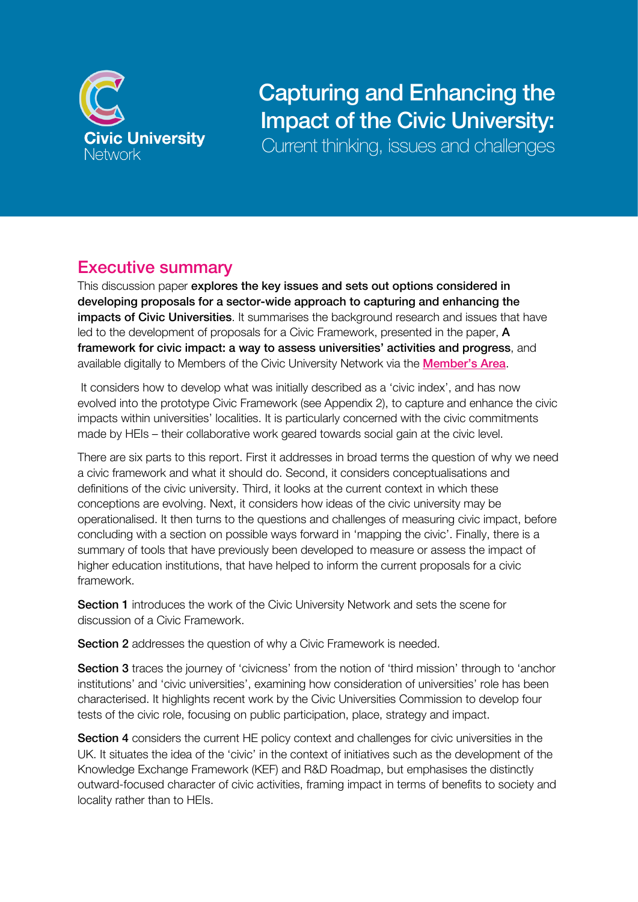Civic University Network

# Capturing and Enhancing the Impact of the Civic University:

Current thinking, issues and challenges

## Executive summary

This discussion paper **explores the key issues and sets out options considered in developing proposals for a sector-wide approach to capturing and enhancing the impacts of Civic Universities**. It summarises the background research and issues that have led to the development of proposals for a Civic Framework, presented in the paper, **A framework for civic impact: a way to assess universities' activities and progress**, and available digitally to Members of the Civic University Network via the **Member's Area**.

It considers how to develop what was initially described as a 'civic index', and has now evolved into the prototype Civic Framework (see Appendix 2), to capture and enhance the civic impacts within universities' localities. It is particularly concerned with the civic commitments made by HEIs – their collaborative work geared towards social gain at the civic level.

There are six parts to this report. First it addresses in broad terms the question of why we need a civic framework and what it should do. Second, it considers conceptualisations and definitions of the civic university. Third, it looks at the current context in which these conceptions are evolving. Next, it considers how ideas of the civic university may be operationalised. It then turns to the questions and challenges of measuring civic impact, before concluding with a section on possible ways forward in 'mapping the civic'. Finally, there is a summary of tools that have previously been developed to measure or assess the impact of higher education institutions, that have helped to inform the current proposals for a civic framework.

**Section 1** introduces the work of the Civic University Network and sets the scene for discussion of a Civic Framework.

**Section 2** addresses the question of why a Civic Framework is needed.

**Section 3** traces the journey of 'civicness' from the notion of 'third mission' through to 'anchor institutions' and 'civic universities', examining how consideration of universities' role has been characterised. It highlights recent work by the Civic Universities Commission to develop four tests of the civic role, focusing on public participation, place, strategy and impact.

**Section 4** considers the current HE policy context and challenges for civic universities in the UK. It situates the idea of the 'civic' in the context of initiatives such as the development of the Knowledge Exchange Framework (KEF) and R&D Roadmap, but emphasises the distinctly outward-focused character of civic activities, framing impact in terms of benefits to society and locality rather than to HEIs.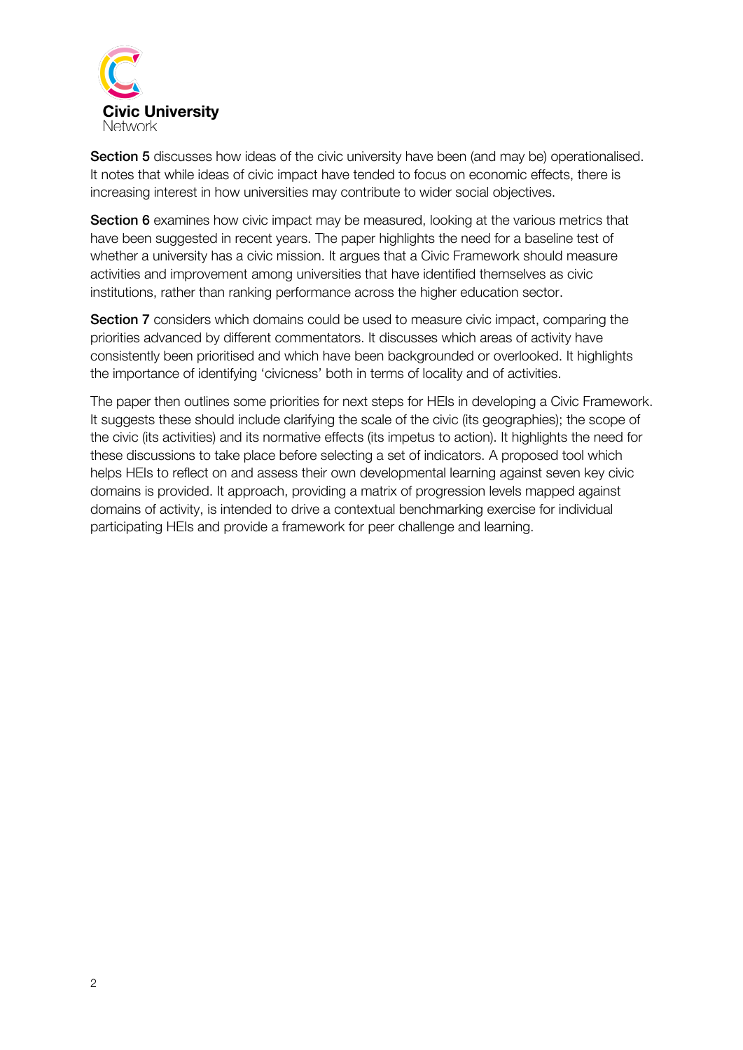**Section 5** discusses how ideas of the civic university have been (and may be) operationalised. It notes that while ideas of civic impact have tended to focus on economic effects, there is increasing interest in how universities may contribute to wider social objectives.

**Section 6** examines how civic impact may be measured, looking at the various metrics that have been suggested in recent years. The paper highlights the need for a baseline test of whether a university has a civic mission. It argues that a Civic Framework should measure activities and improvement among universities that have identified themselves as civic institutions, rather than ranking performance across the higher education sector.

**Section 7** considers which domains could be used to measure civic impact, comparing the priorities advanced by different commentators. It discusses which areas of activity have consistently been prioritised and which have been backgrounded or overlooked. It highlights the importance of identifying 'civicness' both in terms of locality and of activities.

The paper then outlines some priorities for next steps for HEIs in developing a Civic Framework. It suggests these should include clarifying the scale of the civic (its geographies); the scope of the civic (its activities) and its normative effects (its impetus to action). It highlights the need for these discussions to take place before selecting a set of indicators. A proposed tool which helps HEIs to reflect on and assess their own developmental learning against seven key civic domains is provided. It approach, providing a matrix of progression levels mapped against domains of activity, is intended to drive a contextual benchmarking exercise for individual participating HEIs and provide a framework for peer challenge and learning.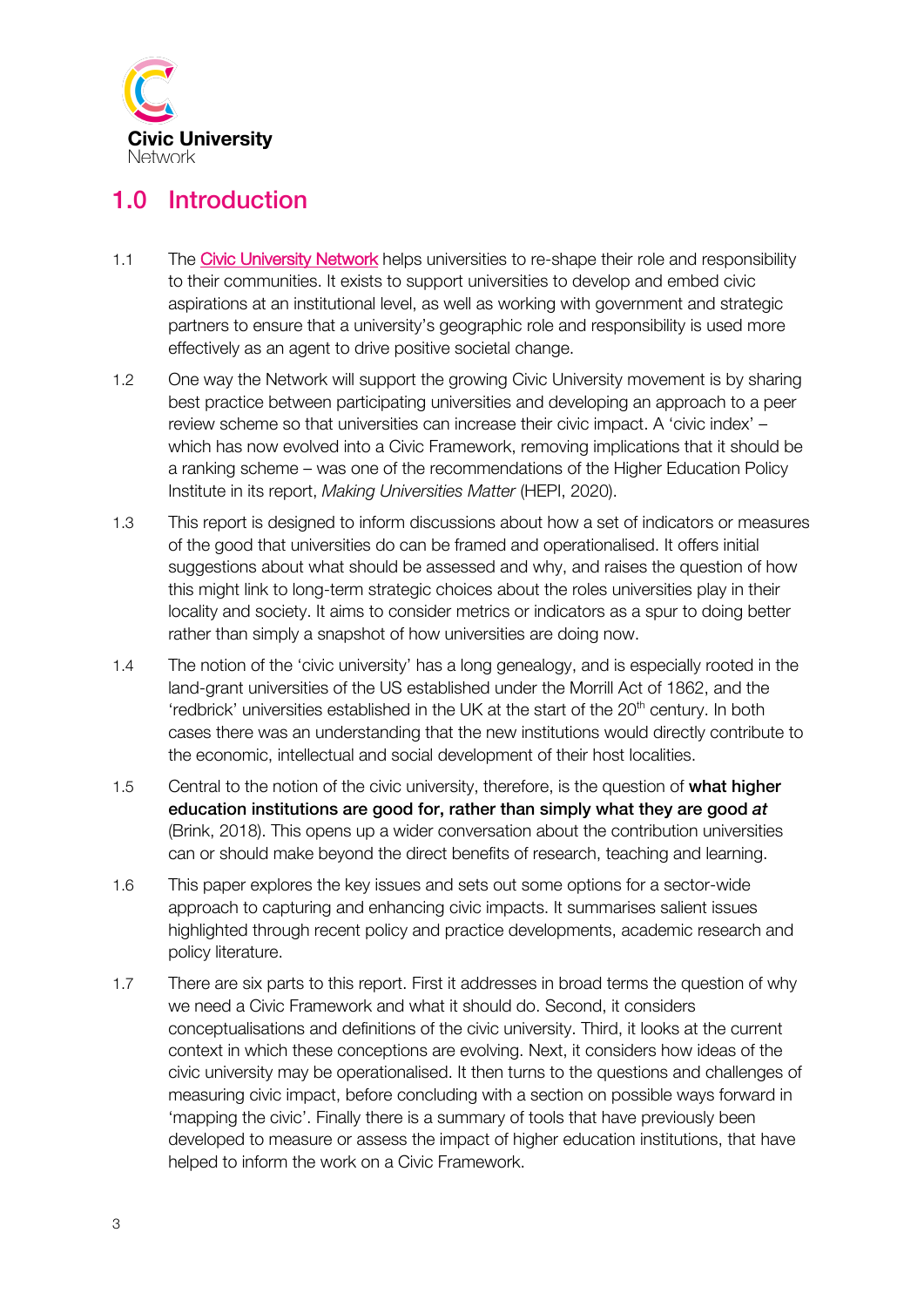## 1.0 Introduction

1.1 The Civic University Network helps universities to re-shape their role and responsibility to their communities. It exists to support universities to develop and embed civic aspirations at an institutional level, as well as working with government and strategic partners to ensure that a university's geographic role and responsibility is used more effectively as an agent to drive positive societal change.

1.2 One way the Network will support the growing Civic University movement is by sharing best practice between participating universities and developing an approach to a peer review scheme so that universities can increase their civic impact. A 'civic index' – which has now evolved into a Civic Framework, removing implications that it should be a ranking scheme – was one of the recommendations of the Higher Education Policy Institute in its report, *Making Universities Matter* (HEPI, 2020).

1.3 This report is designed to inform discussions about how a set of indicators or measures of the good that universities do can be framed and operationalised. It offers initial suggestions about what should be assessed and why, and raises the question of how this might link to long-term strategic choices about the roles universities play in their locality and society. It aims to consider metrics or indicators as a spur to doing better rather than simply a snapshot of how universities are doing now.

1.4 The notion of the 'civic university' has a long genealogy, and is especially rooted in the land-grant universities of the US established under the Morrill Act of 1862, and the 'redbrick' universities established in the UK at the start of the 20th century. In both cases there was an understanding that the new institutions would directly contribute to the economic, intellectual and social development of their host localities.

1.5 Central to the notion of the civic university, therefore, is the question of **what higher education institutions are good for, rather than simply what they are good *at*** (Brink, 2018). This opens up a wider conversation about the contribution universities can or should make beyond the direct benefits of research, teaching and learning.

1.6 This paper explores the key issues and sets out some options for a sector-wide approach to capturing and enhancing civic impacts. It summarises salient issues highlighted through recent policy and practice developments, academic research and policy literature.

1.7 There are six parts to this report. First it addresses in broad terms the question of why we need a Civic Framework and what it should do. Second, it considers conceptualisations and definitions of the civic university. Third, it looks at the current context in which these conceptions are evolving. Next, it considers how ideas of the civic university may be operationalised. It then turns to the questions and challenges of measuring civic impact, before concluding with a section on possible ways forward in 'mapping the civic'. Finally there is a summary of tools that have previously been developed to measure or assess the impact of higher education institutions, that have helped to inform the work on a Civic Framework.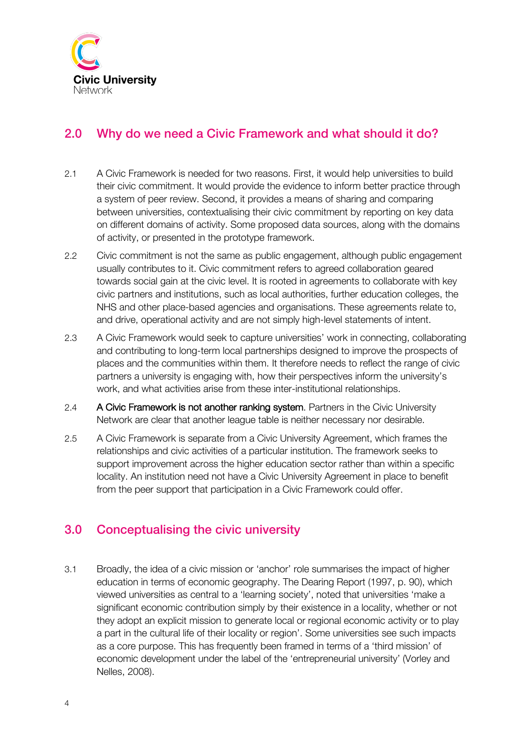## 2.0 Why do we need a Civic Framework and what should it do?

2.1 A Civic Framework is needed for two reasons. First, it would help universities to build their civic commitment. It would provide the evidence to inform better practice through a system of peer review. Second, it provides a means of sharing and comparing between universities, contextualising their civic commitment by reporting on key data on different domains of activity. Some proposed data sources, along with the domains of activity, or presented in the prototype framework.

2.2 Civic commitment is not the same as public engagement, although public engagement usually contributes to it. Civic commitment refers to agreed collaboration geared towards social gain at the civic level. It is rooted in agreements to collaborate with key civic partners and institutions, such as local authorities, further education colleges, the NHS and other place-based agencies and organisations. These agreements relate to, and drive, operational activity and are not simply high-level statements of intent.

2.3 A Civic Framework would seek to capture universities' work in connecting, collaborating and contributing to long-term local partnerships designed to improve the prospects of places and the communities within them. It therefore needs to reflect the range of civic partners a university is engaging with, how their perspectives inform the university's work, and what activities arise from these inter-institutional relationships.

2.4 **A Civic Framework is not another ranking system**. Partners in the Civic University Network are clear that another league table is neither necessary nor desirable.

2.5 A Civic Framework is separate from a Civic University Agreement, which frames the relationships and civic activities of a particular institution. The framework seeks to support improvement across the higher education sector rather than within a specific locality. An institution need not have a Civic University Agreement in place to benefit from the peer support that participation in a Civic Framework could offer.

## 3.0 Conceptualising the civic university

3.1 Broadly, the idea of a civic mission or 'anchor' role summarises the impact of higher education in terms of economic geography. The Dearing Report (1997, p. 90), which viewed universities as central to a 'learning society', noted that universities 'make a significant economic contribution simply by their existence in a locality, whether or not they adopt an explicit mission to generate local or regional economic activity or to play a part in the cultural life of their locality or region'. Some universities see such impacts as a core purpose. This has frequently been framed in terms of a 'third mission' of economic development under the label of the 'entrepreneurial university' (Vorley and Nelles, 2008).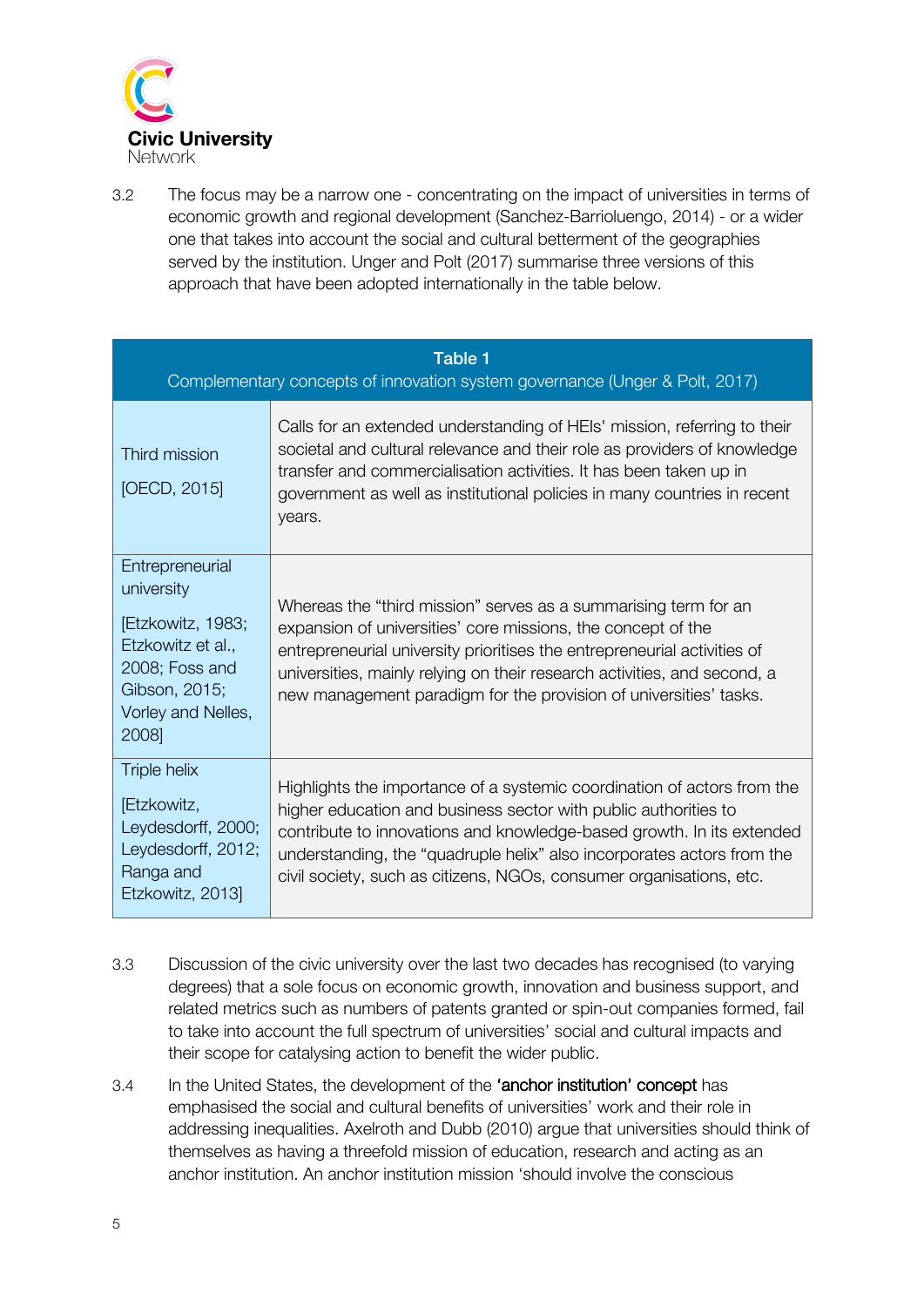3.2 The focus may be a narrow one - concentrating on the impact of universities in terms of economic growth and regional development (Sanchez-Barrioluengo, 2014) - or a wider one that takes into account the social and cultural betterment of the geographies served by the institution. Unger and Polt (2017) summarise three versions of this approach that have been adopted internationally in the table below.

**Table 1**
Complementary concepts of innovation system governance (Unger & Polt, 2017)

| | |
|---|---|
| Third mission<br><br>[OECD, 2015] | Calls for an extended understanding of HEIs' mission, referring to their societal and cultural relevance and their role as providers of knowledge transfer and commercialisation activities. It has been taken up in government as well as institutional policies in many countries in recent years. |
| Entrepreneurial university<br><br>[Etzkowitz, 1983; Etzkowitz et al., 2008; Foss and Gibson, 2015; Vorley and Nelles, 2008] | Whereas the "third mission" serves as a summarising term for an expansion of universities' core missions, the concept of the entrepreneurial university prioritises the entrepreneurial activities of universities, mainly relying on their research activities, and second, a new management paradigm for the provision of universities' tasks. |
| Triple helix<br><br>[Etzkowitz, Leydesdorff, 2000; Leydesdorff, 2012; Ranga and Etzkowitz, 2013] | Highlights the importance of a systemic coordination of actors from the higher education and business sector with public authorities to contribute to innovations and knowledge-based growth. In its extended understanding, the "quadruple helix" also incorporates actors from the civil society, such as citizens, NGOs, consumer organisations, etc. |

3.3 Discussion of the civic university over the last two decades has recognised (to varying degrees) that a sole focus on economic growth, innovation and business support, and related metrics such as numbers of patents granted or spin-out companies formed, fail to take into account the full spectrum of universities' social and cultural impacts and their scope for catalysing action to benefit the wider public.

3.4 In the United States, the development of the **'anchor institution' concept** has emphasised the social and cultural benefits of universities' work and their role in addressing inequalities. Axelroth and Dubb (2010) argue that universities should think of themselves as having a threefold mission of education, research and acting as an anchor institution. An anchor institution mission 'should involve the conscious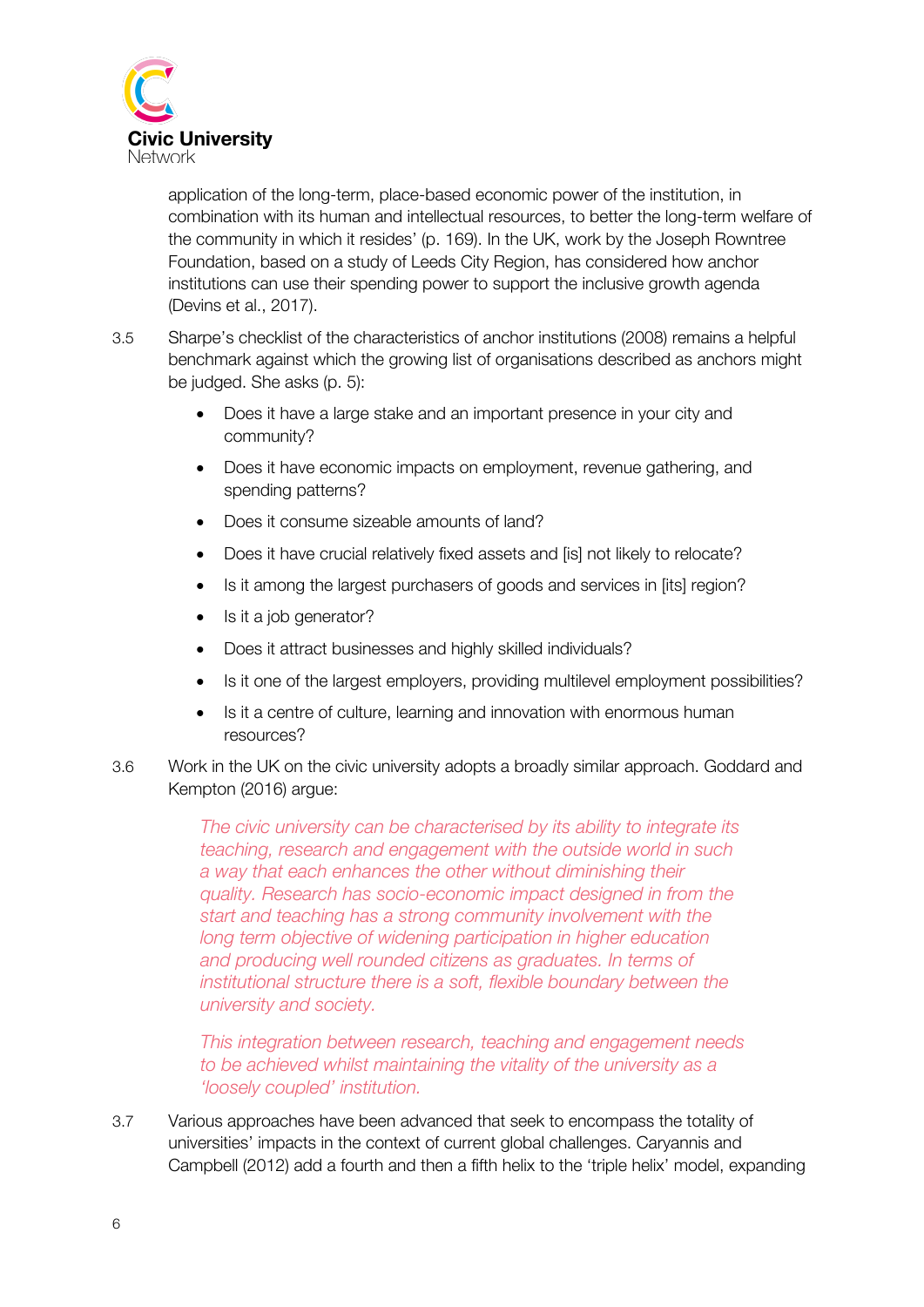application of the long-term, place-based economic power of the institution, in combination with its human and intellectual resources, to better the long-term welfare of the community in which it resides' (p. 169). In the UK, work by the Joseph Rowntree Foundation, based on a study of Leeds City Region, has considered how anchor institutions can use their spending power to support the inclusive growth agenda (Devins et al., 2017).

3.5 Sharpe's checklist of the characteristics of anchor institutions (2008) remains a helpful benchmark against which the growing list of organisations described as anchors might be judged. She asks (p. 5):

- Does it have a large stake and an important presence in your city and community?
- Does it have economic impacts on employment, revenue gathering, and spending patterns?
- Does it consume sizeable amounts of land?
- Does it have crucial relatively fixed assets and [is] not likely to relocate?
- Is it among the largest purchasers of goods and services in [its] region?
- Is it a job generator?
- Does it attract businesses and highly skilled individuals?
- Is it one of the largest employers, providing multilevel employment possibilities?
- Is it a centre of culture, learning and innovation with enormous human resources?

3.6 Work in the UK on the civic university adopts a broadly similar approach. Goddard and Kempton (2016) argue:

> *The civic university can be characterised by its ability to integrate its teaching, research and engagement with the outside world in such a way that each enhances the other without diminishing their quality. Research has socio-economic impact designed in from the start and teaching has a strong community involvement with the long term objective of widening participation in higher education and producing well rounded citizens as graduates. In terms of institutional structure there is a soft, flexible boundary between the university and society.*
>
> *This integration between research, teaching and engagement needs to be achieved whilst maintaining the vitality of the university as a 'loosely coupled' institution.*

3.7 Various approaches have been advanced that seek to encompass the totality of universities' impacts in the context of current global challenges. Caryannis and Campbell (2012) add a fourth and then a fifth helix to the 'triple helix' model, expanding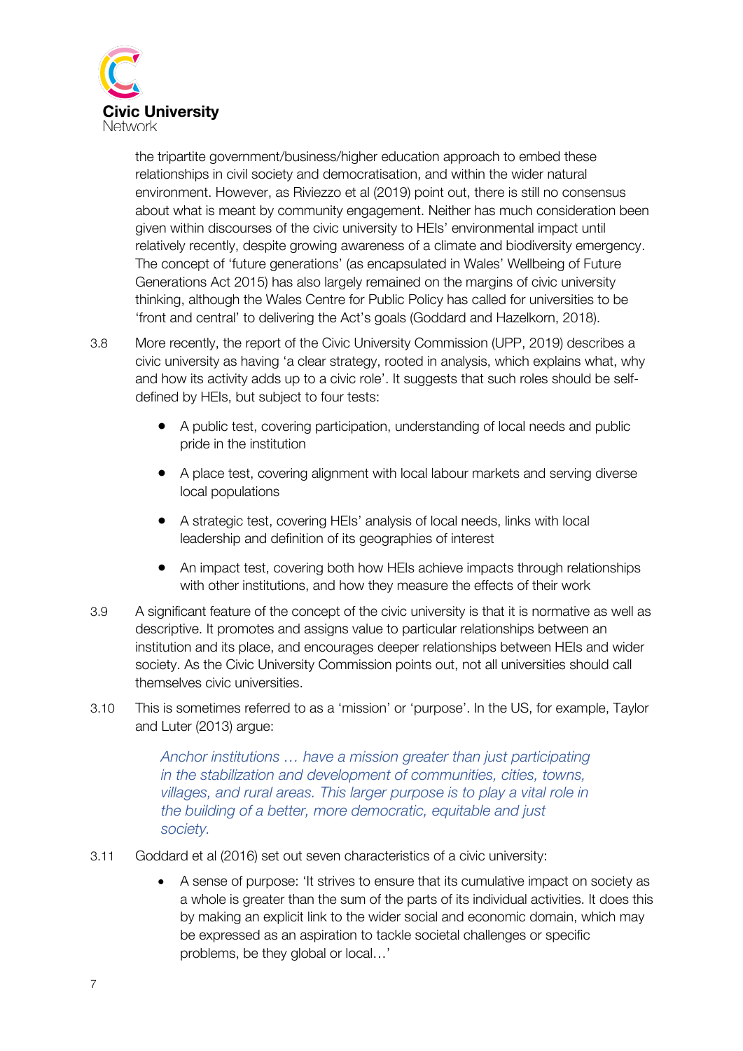the tripartite government/business/higher education approach to embed these relationships in civil society and democratisation, and within the wider natural environment. However, as Riviezzo et al (2019) point out, there is still no consensus about what is meant by community engagement. Neither has much consideration been given within discourses of the civic university to HEIs' environmental impact until relatively recently, despite growing awareness of a climate and biodiversity emergency. The concept of 'future generations' (as encapsulated in Wales' Wellbeing of Future Generations Act 2015) has also largely remained on the margins of civic university thinking, although the Wales Centre for Public Policy has called for universities to be 'front and central' to delivering the Act's goals (Goddard and Hazelkorn, 2018).

3.8 More recently, the report of the Civic University Commission (UPP, 2019) describes a civic university as having 'a clear strategy, rooted in analysis, which explains what, why and how its activity adds up to a civic role'. It suggests that such roles should be self-defined by HEIs, but subject to four tests:

- A public test, covering participation, understanding of local needs and public pride in the institution
- A place test, covering alignment with local labour markets and serving diverse local populations
- A strategic test, covering HEIs' analysis of local needs, links with local leadership and definition of its geographies of interest
- An impact test, covering both how HEIs achieve impacts through relationships with other institutions, and how they measure the effects of their work

3.9 A significant feature of the concept of the civic university is that it is normative as well as descriptive. It promotes and assigns value to particular relationships between an institution and its place, and encourages deeper relationships between HEIs and wider society. As the Civic University Commission points out, not all universities should call themselves civic universities.

3.10 This is sometimes referred to as a 'mission' or 'purpose'. In the US, for example, Taylor and Luter (2013) argue:

> *Anchor institutions … have a mission greater than just participating in the stabilization and development of communities, cities, towns, villages, and rural areas. This larger purpose is to play a vital role in the building of a better, more democratic, equitable and just society.*

3.11 Goddard et al (2016) set out seven characteristics of a civic university:

- A sense of purpose: 'It strives to ensure that its cumulative impact on society as a whole is greater than the sum of the parts of its individual activities. It does this by making an explicit link to the wider social and economic domain, which may be expressed as an aspiration to tackle societal challenges or specific problems, be they global or local…'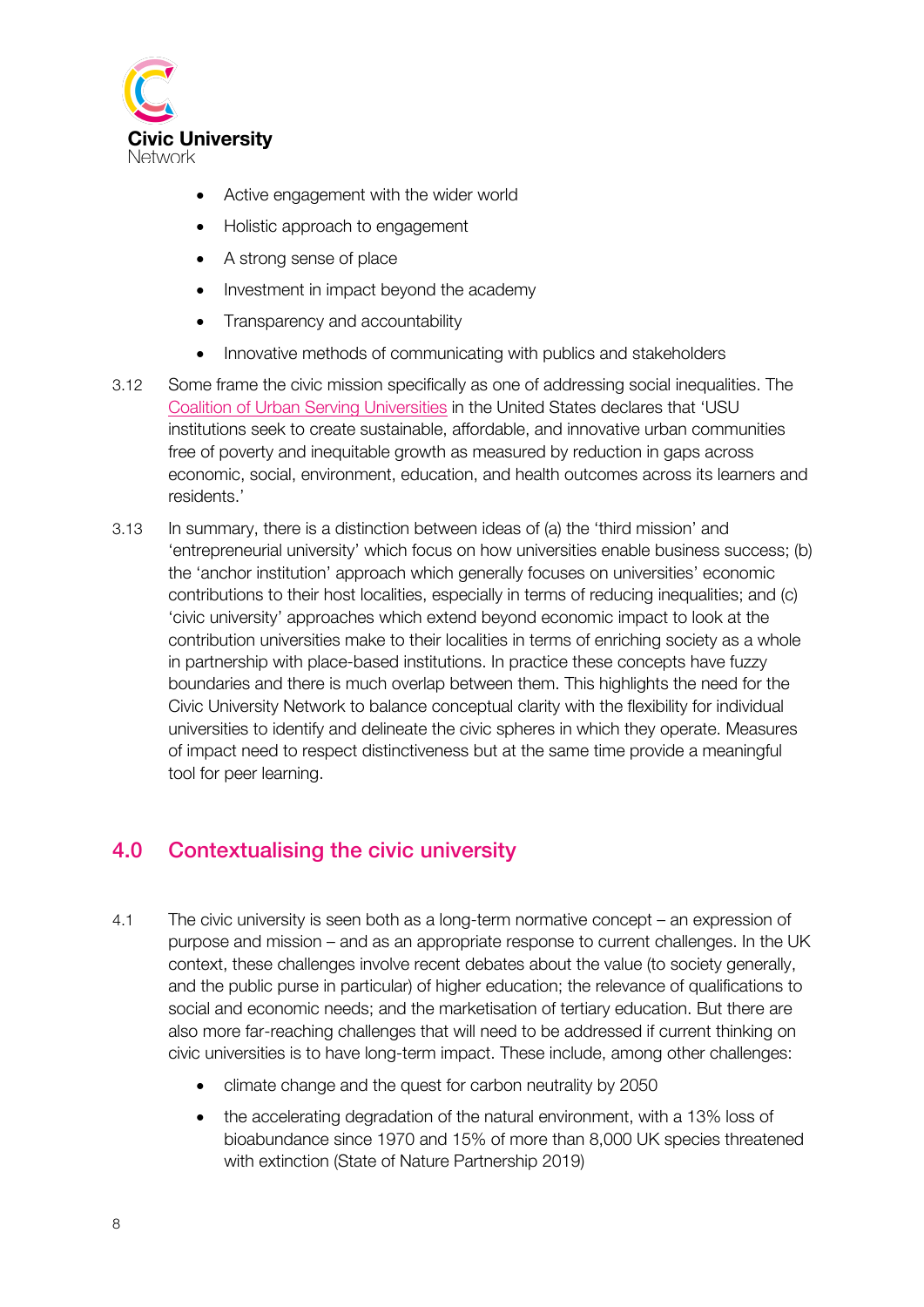- Active engagement with the wider world
- Holistic approach to engagement
- A strong sense of place
- Investment in impact beyond the academy
- Transparency and accountability
- Innovative methods of communicating with publics and stakeholders

3.12 Some frame the civic mission specifically as one of addressing social inequalities. The Coalition of Urban Serving Universities in the United States declares that 'USU institutions seek to create sustainable, affordable, and innovative urban communities free of poverty and inequitable growth as measured by reduction in gaps across economic, social, environment, education, and health outcomes across its learners and residents.'

3.13 In summary, there is a distinction between ideas of (a) the 'third mission' and 'entrepreneurial university' which focus on how universities enable business success; (b) the 'anchor institution' approach which generally focuses on universities' economic contributions to their host localities, especially in terms of reducing inequalities; and (c) 'civic university' approaches which extend beyond economic impact to look at the contribution universities make to their localities in terms of enriching society as a whole in partnership with place-based institutions. In practice these concepts have fuzzy boundaries and there is much overlap between them. This highlights the need for the Civic University Network to balance conceptual clarity with the flexibility for individual universities to identify and delineate the civic spheres in which they operate. Measures of impact need to respect distinctiveness but at the same time provide a meaningful tool for peer learning.

## 4.0 Contextualising the civic university

4.1 The civic university is seen both as a long-term normative concept – an expression of purpose and mission – and as an appropriate response to current challenges. In the UK context, these challenges involve recent debates about the value (to society generally, and the public purse in particular) of higher education; the relevance of qualifications to social and economic needs; and the marketisation of tertiary education. But there are also more far-reaching challenges that will need to be addressed if current thinking on civic universities is to have long-term impact. These include, among other challenges:

- climate change and the quest for carbon neutrality by 2050
- the accelerating degradation of the natural environment, with a 13% loss of bioabundance since 1970 and 15% of more than 8,000 UK species threatened with extinction (State of Nature Partnership 2019)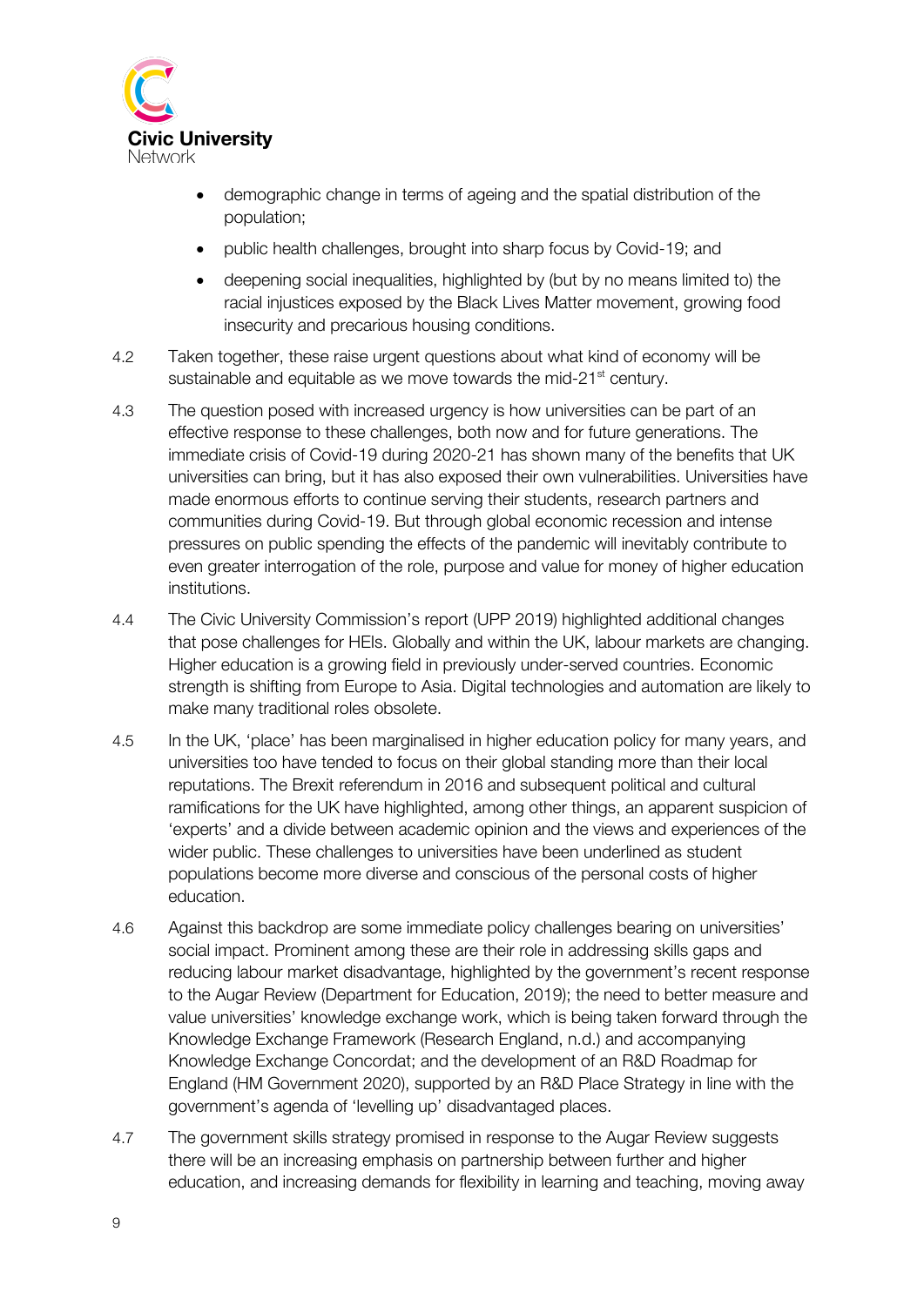- demographic change in terms of ageing and the spatial distribution of the population;
- public health challenges, brought into sharp focus by Covid-19; and
- deepening social inequalities, highlighted by (but by no means limited to) the racial injustices exposed by the Black Lives Matter movement, growing food insecurity and precarious housing conditions.

4.2 Taken together, these raise urgent questions about what kind of economy will be sustainable and equitable as we move towards the mid-21st century.

4.3 The question posed with increased urgency is how universities can be part of an effective response to these challenges, both now and for future generations. The immediate crisis of Covid-19 during 2020-21 has shown many of the benefits that UK universities can bring, but it has also exposed their own vulnerabilities. Universities have made enormous efforts to continue serving their students, research partners and communities during Covid-19. But through global economic recession and intense pressures on public spending the effects of the pandemic will inevitably contribute to even greater interrogation of the role, purpose and value for money of higher education institutions.

4.4 The Civic University Commission's report (UPP 2019) highlighted additional changes that pose challenges for HEIs. Globally and within the UK, labour markets are changing. Higher education is a growing field in previously under-served countries. Economic strength is shifting from Europe to Asia. Digital technologies and automation are likely to make many traditional roles obsolete.

4.5 In the UK, 'place' has been marginalised in higher education policy for many years, and universities too have tended to focus on their global standing more than their local reputations. The Brexit referendum in 2016 and subsequent political and cultural ramifications for the UK have highlighted, among other things, an apparent suspicion of 'experts' and a divide between academic opinion and the views and experiences of the wider public. These challenges to universities have been underlined as student populations become more diverse and conscious of the personal costs of higher education.

4.6 Against this backdrop are some immediate policy challenges bearing on universities' social impact. Prominent among these are their role in addressing skills gaps and reducing labour market disadvantage, highlighted by the government's recent response to the Augar Review (Department for Education, 2019); the need to better measure and value universities' knowledge exchange work, which is being taken forward through the Knowledge Exchange Framework (Research England, n.d.) and accompanying Knowledge Exchange Concordat; and the development of an R&D Roadmap for England (HM Government 2020), supported by an R&D Place Strategy in line with the government's agenda of 'levelling up' disadvantaged places.

4.7 The government skills strategy promised in response to the Augar Review suggests there will be an increasing emphasis on partnership between further and higher education, and increasing demands for flexibility in learning and teaching, moving away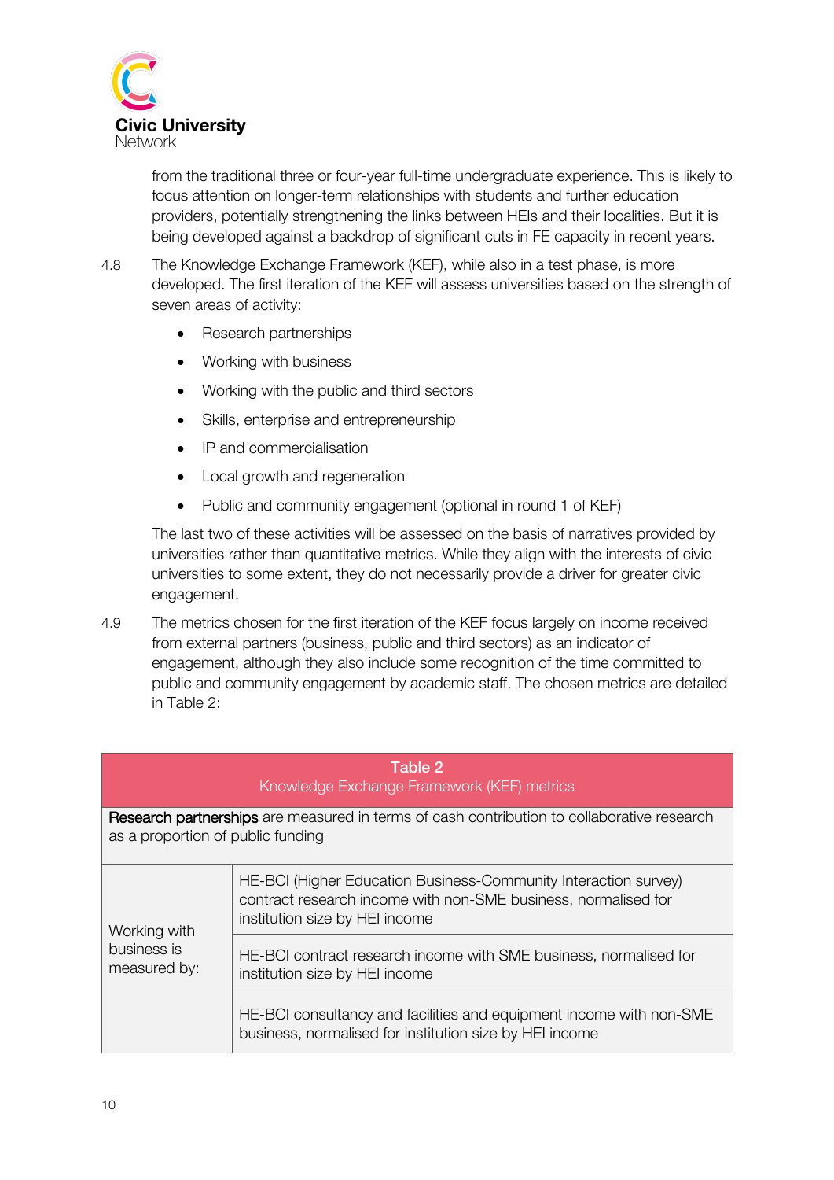from the traditional three or four-year full-time undergraduate experience. This is likely to focus attention on longer-term relationships with students and further education providers, potentially strengthening the links between HEIs and their localities. But it is being developed against a backdrop of significant cuts in FE capacity in recent years.

4.8 The Knowledge Exchange Framework (KEF), while also in a test phase, is more developed. The first iteration of the KEF will assess universities based on the strength of seven areas of activity:

- Research partnerships
- Working with business
- Working with the public and third sectors
- Skills, enterprise and entrepreneurship
- IP and commercialisation
- Local growth and regeneration
- Public and community engagement (optional in round 1 of KEF)

The last two of these activities will be assessed on the basis of narratives provided by universities rather than quantitative metrics. While they align with the interests of civic universities to some extent, they do not necessarily provide a driver for greater civic engagement.

4.9 The metrics chosen for the first iteration of the KEF focus largely on income received from external partners (business, public and third sectors) as an indicator of engagement, although they also include some recognition of the time committed to public and community engagement by academic staff. The chosen metrics are detailed in Table 2:

| **Table 2**<br>Knowledge Exchange Framework (KEF) metrics | |
|---|---|
| **Research partnerships** are measured in terms of cash contribution to collaborative research as a proportion of public funding | |
| Working with business is measured by: | HE-BCI (Higher Education Business-Community Interaction survey) contract research income with non-SME business, normalised for institution size by HEI income |
| | HE-BCI contract research income with SME business, normalised for institution size by HEI income |
| | HE-BCI consultancy and facilities and equipment income with non-SME business, normalised for institution size by HEI income |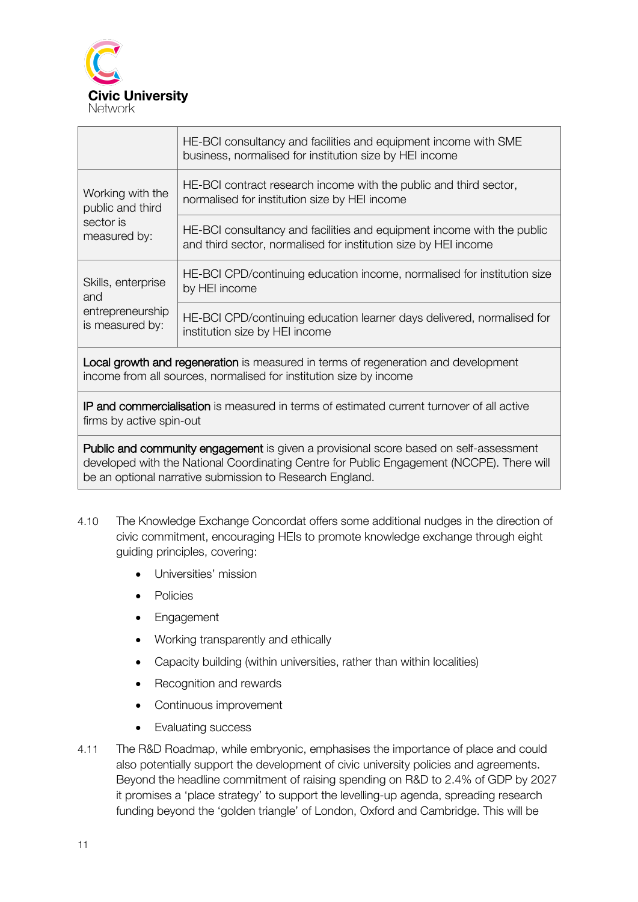| | |
|---|---|
| | HE-BCI consultancy and facilities and equipment income with SME business, normalised for institution size by HEI income |
| Working with the public and third sector is measured by: | HE-BCI contract research income with the public and third sector, normalised for institution size by HEI income |
| | HE-BCI consultancy and facilities and equipment income with the public and third sector, normalised for institution size by HEI income |
| Skills, enterprise and entrepreneurship is measured by: | HE-BCI CPD/continuing education income, normalised for institution size by HEI income |
| | HE-BCI CPD/continuing education learner days delivered, normalised for institution size by HEI income |
| **Local growth and regeneration** is measured in terms of regeneration and development income from all sources, normalised for institution size by income | |
| **IP and commercialisation** is measured in terms of estimated current turnover of all active firms by active spin-out | |
| **Public and community engagement** is given a provisional score based on self-assessment developed with the National Coordinating Centre for Public Engagement (NCCPE). There will be an optional narrative submission to Research England. | |

4.10 The Knowledge Exchange Concordat offers some additional nudges in the direction of civic commitment, encouraging HEIs to promote knowledge exchange through eight guiding principles, covering:

- Universities' mission
- Policies
- Engagement
- Working transparently and ethically
- Capacity building (within universities, rather than within localities)
- Recognition and rewards
- Continuous improvement
- Evaluating success

4.11 The R&D Roadmap, while embryonic, emphasises the importance of place and could also potentially support the development of civic university policies and agreements. Beyond the headline commitment of raising spending on R&D to 2.4% of GDP by 2027 it promises a 'place strategy' to support the levelling-up agenda, spreading research funding beyond the 'golden triangle' of London, Oxford and Cambridge. This will be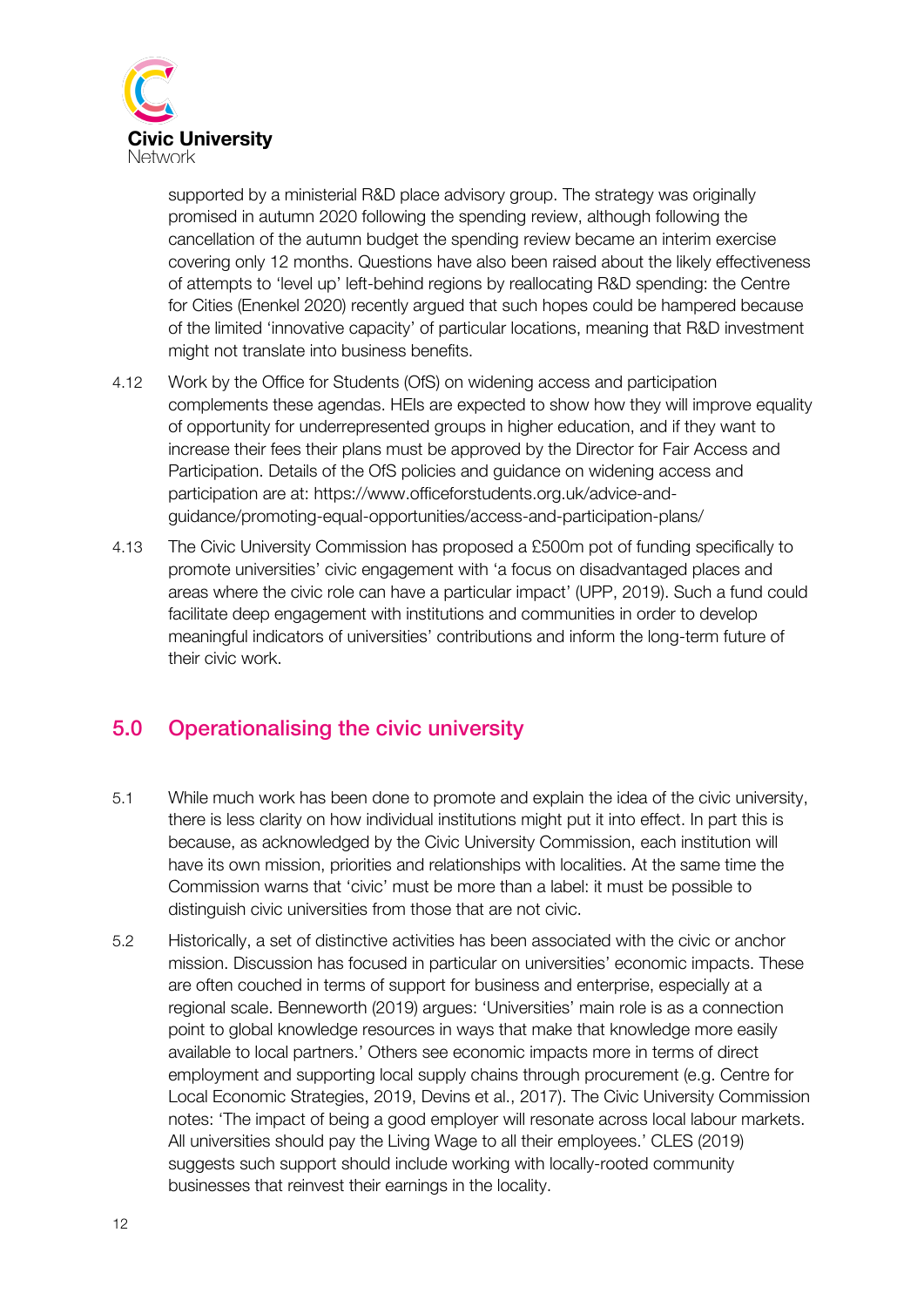supported by a ministerial R&D place advisory group. The strategy was originally promised in autumn 2020 following the spending review, although following the cancellation of the autumn budget the spending review became an interim exercise covering only 12 months. Questions have also been raised about the likely effectiveness of attempts to 'level up' left-behind regions by reallocating R&D spending: the Centre for Cities (Enenkel 2020) recently argued that such hopes could be hampered because of the limited 'innovative capacity' of particular locations, meaning that R&D investment might not translate into business benefits.

4.12 Work by the Office for Students (OfS) on widening access and participation complements these agendas. HEIs are expected to show how they will improve equality of opportunity for underrepresented groups in higher education, and if they want to increase their fees their plans must be approved by the Director for Fair Access and Participation. Details of the OfS policies and guidance on widening access and participation are at: https://www.officeforstudents.org.uk/advice-and-guidance/promoting-equal-opportunities/access-and-participation-plans/

4.13 The Civic University Commission has proposed a £500m pot of funding specifically to promote universities' civic engagement with 'a focus on disadvantaged places and areas where the civic role can have a particular impact' (UPP, 2019). Such a fund could facilitate deep engagement with institutions and communities in order to develop meaningful indicators of universities' contributions and inform the long-term future of their civic work.

## 5.0 Operationalising the civic university

5.1 While much work has been done to promote and explain the idea of the civic university, there is less clarity on how individual institutions might put it into effect. In part this is because, as acknowledged by the Civic University Commission, each institution will have its own mission, priorities and relationships with localities. At the same time the Commission warns that 'civic' must be more than a label: it must be possible to distinguish civic universities from those that are not civic.

5.2 Historically, a set of distinctive activities has been associated with the civic or anchor mission. Discussion has focused in particular on universities' economic impacts. These are often couched in terms of support for business and enterprise, especially at a regional scale. Benneworth (2019) argues: 'Universities' main role is as a connection point to global knowledge resources in ways that make that knowledge more easily available to local partners.' Others see economic impacts more in terms of direct employment and supporting local supply chains through procurement (e.g. Centre for Local Economic Strategies, 2019, Devins et al., 2017). The Civic University Commission notes: 'The impact of being a good employer will resonate across local labour markets. All universities should pay the Living Wage to all their employees.' CLES (2019) suggests such support should include working with locally-rooted community businesses that reinvest their earnings in the locality.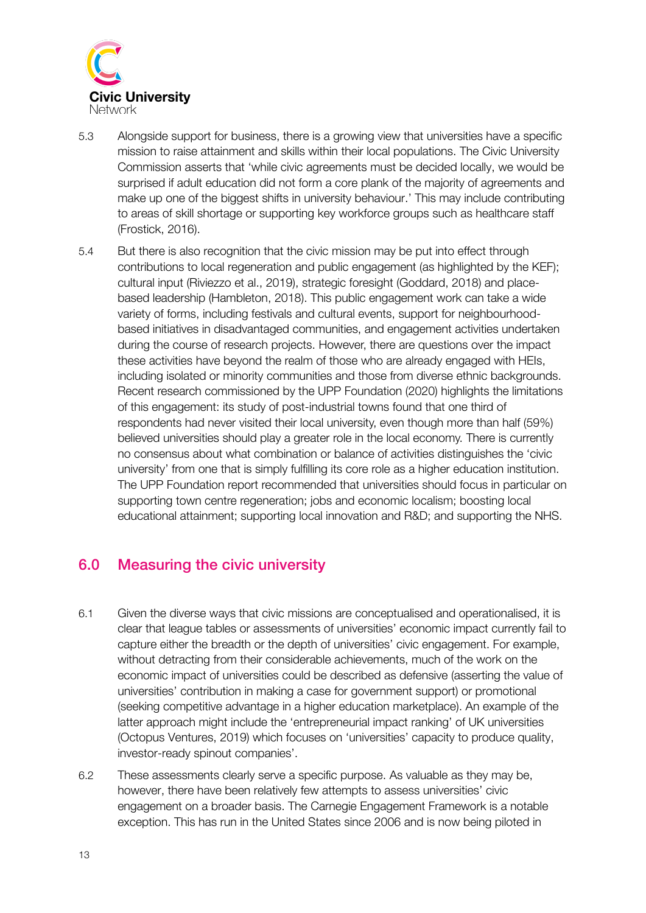5.3 Alongside support for business, there is a growing view that universities have a specific mission to raise attainment and skills within their local populations. The Civic University Commission asserts that 'while civic agreements must be decided locally, we would be surprised if adult education did not form a core plank of the majority of agreements and make up one of the biggest shifts in university behaviour.' This may include contributing to areas of skill shortage or supporting key workforce groups such as healthcare staff (Frostick, 2016).

5.4 But there is also recognition that the civic mission may be put into effect through contributions to local regeneration and public engagement (as highlighted by the KEF); cultural input (Riviezzo et al., 2019), strategic foresight (Goddard, 2018) and place-based leadership (Hambleton, 2018). This public engagement work can take a wide variety of forms, including festivals and cultural events, support for neighbourhood-based initiatives in disadvantaged communities, and engagement activities undertaken during the course of research projects. However, there are questions over the impact these activities have beyond the realm of those who are already engaged with HEIs, including isolated or minority communities and those from diverse ethnic backgrounds. Recent research commissioned by the UPP Foundation (2020) highlights the limitations of this engagement: its study of post-industrial towns found that one third of respondents had never visited their local university, even though more than half (59%) believed universities should play a greater role in the local economy. There is currently no consensus about what combination or balance of activities distinguishes the 'civic university' from one that is simply fulfilling its core role as a higher education institution. The UPP Foundation report recommended that universities should focus in particular on supporting town centre regeneration; jobs and economic localism; boosting local educational attainment; supporting local innovation and R&D; and supporting the NHS.

## 6.0 Measuring the civic university

6.1 Given the diverse ways that civic missions are conceptualised and operationalised, it is clear that league tables or assessments of universities' economic impact currently fail to capture either the breadth or the depth of universities' civic engagement. For example, without detracting from their considerable achievements, much of the work on the economic impact of universities could be described as defensive (asserting the value of universities' contribution in making a case for government support) or promotional (seeking competitive advantage in a higher education marketplace). An example of the latter approach might include the 'entrepreneurial impact ranking' of UK universities (Octopus Ventures, 2019) which focuses on 'universities' capacity to produce quality, investor-ready spinout companies'.

6.2 These assessments clearly serve a specific purpose. As valuable as they may be, however, there have been relatively few attempts to assess universities' civic engagement on a broader basis. The Carnegie Engagement Framework is a notable exception. This has run in the United States since 2006 and is now being piloted in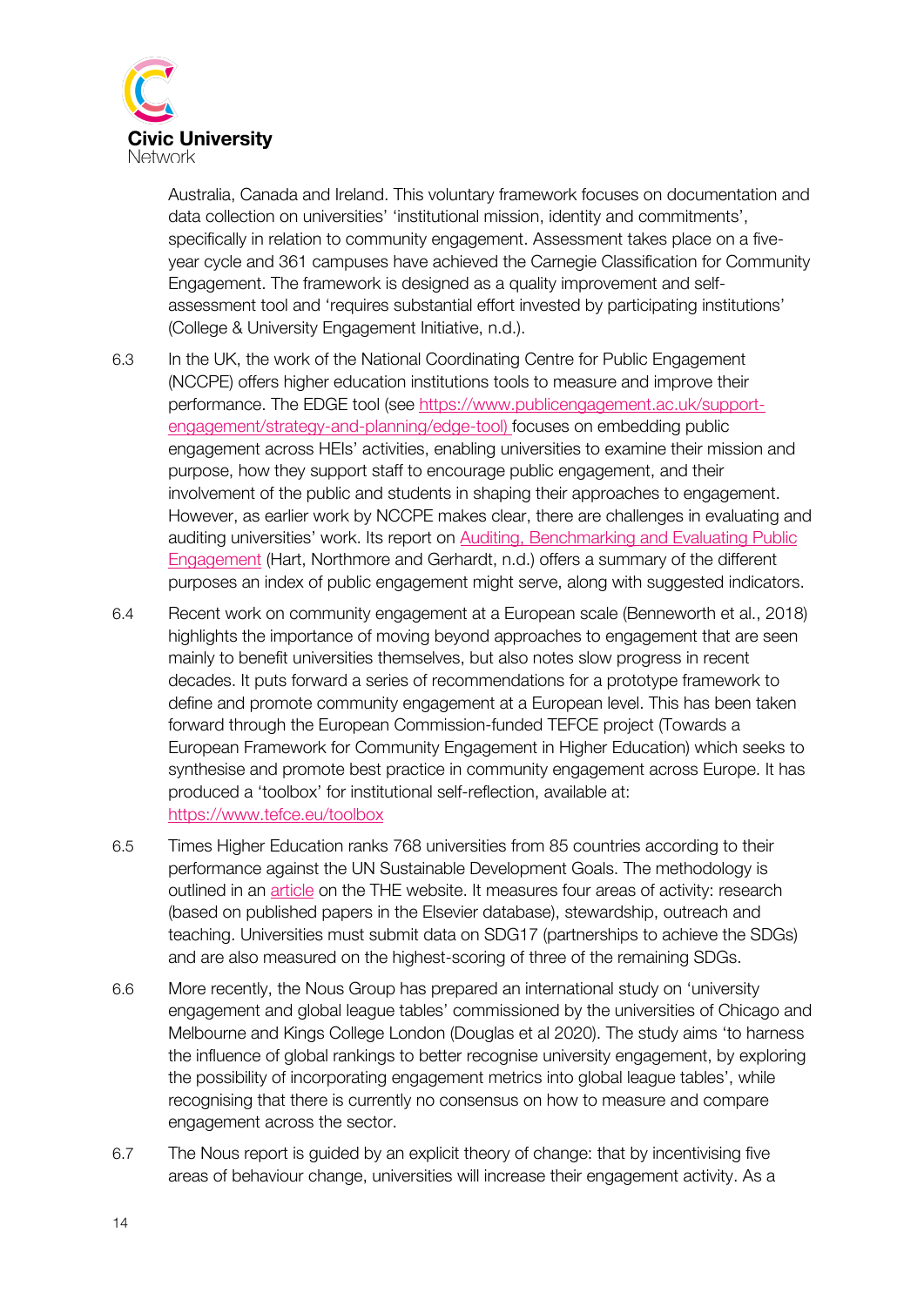Australia, Canada and Ireland. This voluntary framework focuses on documentation and data collection on universities' 'institutional mission, identity and commitments', specifically in relation to community engagement. Assessment takes place on a five-year cycle and 361 campuses have achieved the Carnegie Classification for Community Engagement. The framework is designed as a quality improvement and self-assessment tool and 'requires substantial effort invested by participating institutions' (College & University Engagement Initiative, n.d.).

6.3 In the UK, the work of the National Coordinating Centre for Public Engagement (NCCPE) offers higher education institutions tools to measure and improve their performance. The EDGE tool (see https://www.publicengagement.ac.uk/support-engagement/strategy-and-planning/edge-tool) focuses on embedding public engagement across HEIs' activities, enabling universities to examine their mission and purpose, how they support staff to encourage public engagement, and their involvement of the public and students in shaping their approaches to engagement. However, as earlier work by NCCPE makes clear, there are challenges in evaluating and auditing universities' work. Its report on Auditing, Benchmarking and Evaluating Public Engagement (Hart, Northmore and Gerhardt, n.d.) offers a summary of the different purposes an index of public engagement might serve, along with suggested indicators.

6.4 Recent work on community engagement at a European scale (Benneworth et al., 2018) highlights the importance of moving beyond approaches to engagement that are seen mainly to benefit universities themselves, but also notes slow progress in recent decades. It puts forward a series of recommendations for a prototype framework to define and promote community engagement at a European level. This has been taken forward through the European Commission-funded TEFCE project (Towards a European Framework for Community Engagement in Higher Education) which seeks to synthesise and promote best practice in community engagement across Europe. It has produced a 'toolbox' for institutional self-reflection, available at: https://www.tefce.eu/toolbox

6.5 Times Higher Education ranks 768 universities from 85 countries according to their performance against the UN Sustainable Development Goals. The methodology is outlined in an article on the THE website. It measures four areas of activity: research (based on published papers in the Elsevier database), stewardship, outreach and teaching. Universities must submit data on SDG17 (partnerships to achieve the SDGs) and are also measured on the highest-scoring of three of the remaining SDGs.

6.6 More recently, the Nous Group has prepared an international study on 'university engagement and global league tables' commissioned by the universities of Chicago and Melbourne and Kings College London (Douglas et al 2020). The study aims 'to harness the influence of global rankings to better recognise university engagement, by exploring the possibility of incorporating engagement metrics into global league tables', while recognising that there is currently no consensus on how to measure and compare engagement across the sector.

6.7 The Nous report is guided by an explicit theory of change: that by incentivising five areas of behaviour change, universities will increase their engagement activity. As a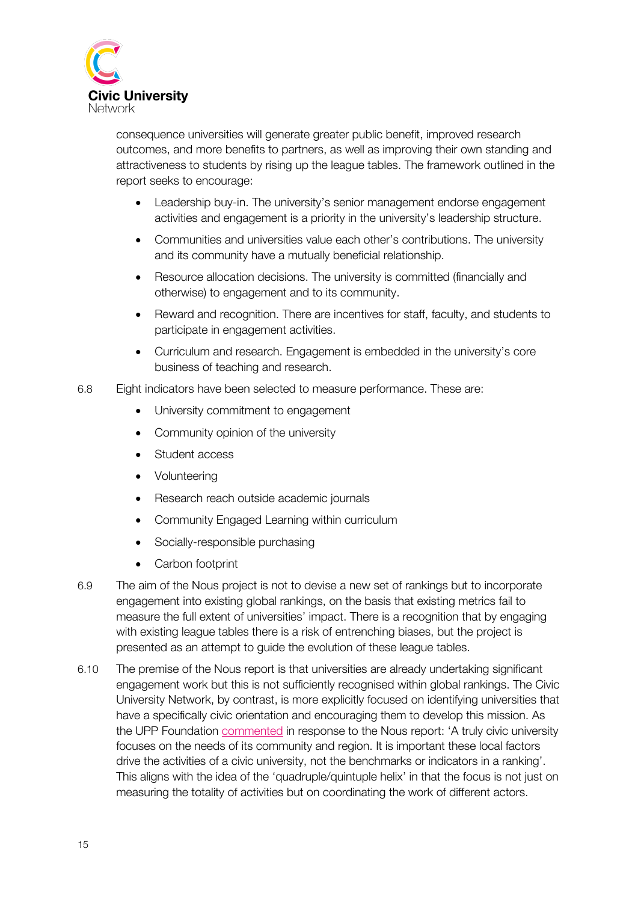consequence universities will generate greater public benefit, improved research outcomes, and more benefits to partners, as well as improving their own standing and attractiveness to students by rising up the league tables. The framework outlined in the report seeks to encourage:

- Leadership buy-in. The university's senior management endorse engagement activities and engagement is a priority in the university's leadership structure.
- Communities and universities value each other's contributions. The university and its community have a mutually beneficial relationship.
- Resource allocation decisions. The university is committed (financially and otherwise) to engagement and to its community.
- Reward and recognition. There are incentives for staff, faculty, and students to participate in engagement activities.
- Curriculum and research. Engagement is embedded in the university's core business of teaching and research.

6.8 Eight indicators have been selected to measure performance. These are:

- University commitment to engagement
- Community opinion of the university
- Student access
- Volunteering
- Research reach outside academic journals
- Community Engaged Learning within curriculum
- Socially-responsible purchasing
- Carbon footprint

6.9 The aim of the Nous project is not to devise a new set of rankings but to incorporate engagement into existing global rankings, on the basis that existing metrics fail to measure the full extent of universities' impact. There is a recognition that by engaging with existing league tables there is a risk of entrenching biases, but the project is presented as an attempt to guide the evolution of these league tables.

6.10 The premise of the Nous report is that universities are already undertaking significant engagement work but this is not sufficiently recognised within global rankings. The Civic University Network, by contrast, is more explicitly focused on identifying universities that have a specifically civic orientation and encouraging them to develop this mission. As the UPP Foundation commented in response to the Nous report: 'A truly civic university focuses on the needs of its community and region. It is important these local factors drive the activities of a civic university, not the benchmarks or indicators in a ranking'. This aligns with the idea of the 'quadruple/quintuple helix' in that the focus is not just on measuring the totality of activities but on coordinating the work of different actors.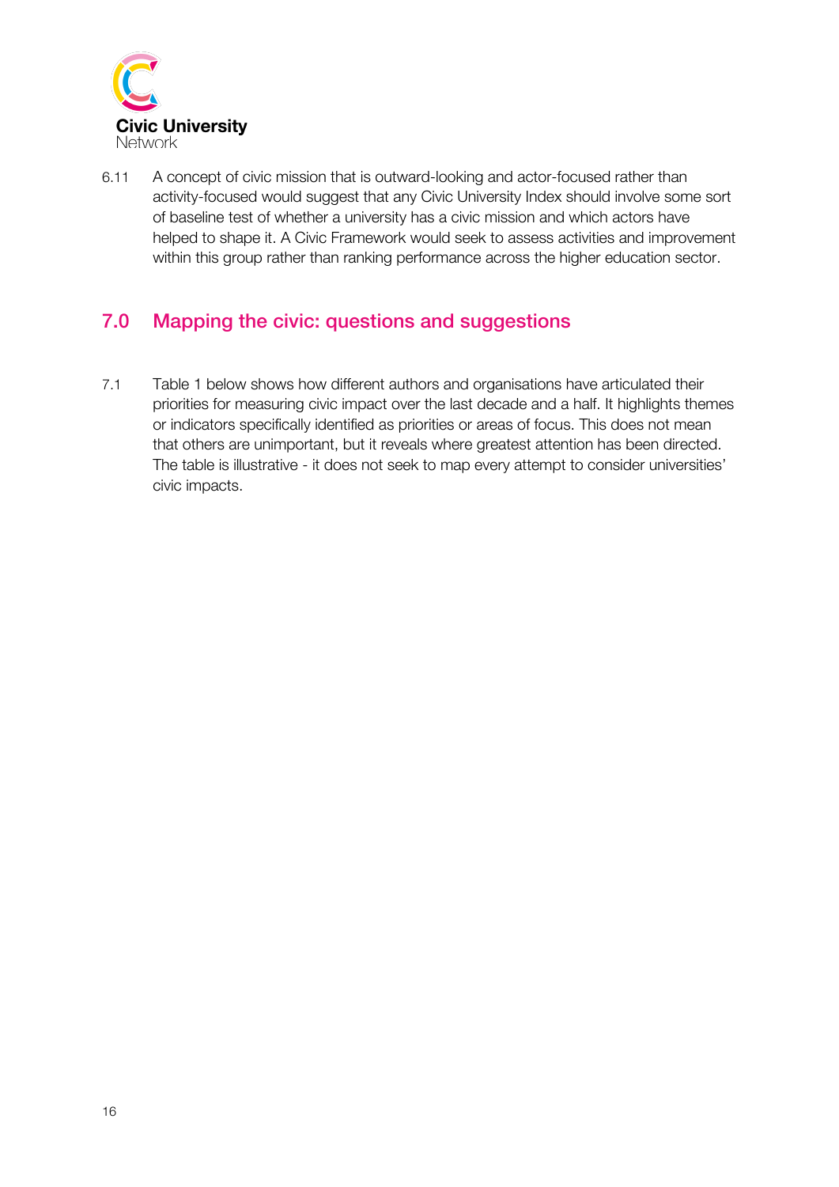6.11 A concept of civic mission that is outward-looking and actor-focused rather than activity-focused would suggest that any Civic University Index should involve some sort of baseline test of whether a university has a civic mission and which actors have helped to shape it. A Civic Framework would seek to assess activities and improvement within this group rather than ranking performance across the higher education sector.

## 7.0 Mapping the civic: questions and suggestions

7.1 Table 1 below shows how different authors and organisations have articulated their priorities for measuring civic impact over the last decade and a half. It highlights themes or indicators specifically identified as priorities or areas of focus. This does not mean that others are unimportant, but it reveals where greatest attention has been directed. The table is illustrative - it does not seek to map every attempt to consider universities' civic impacts.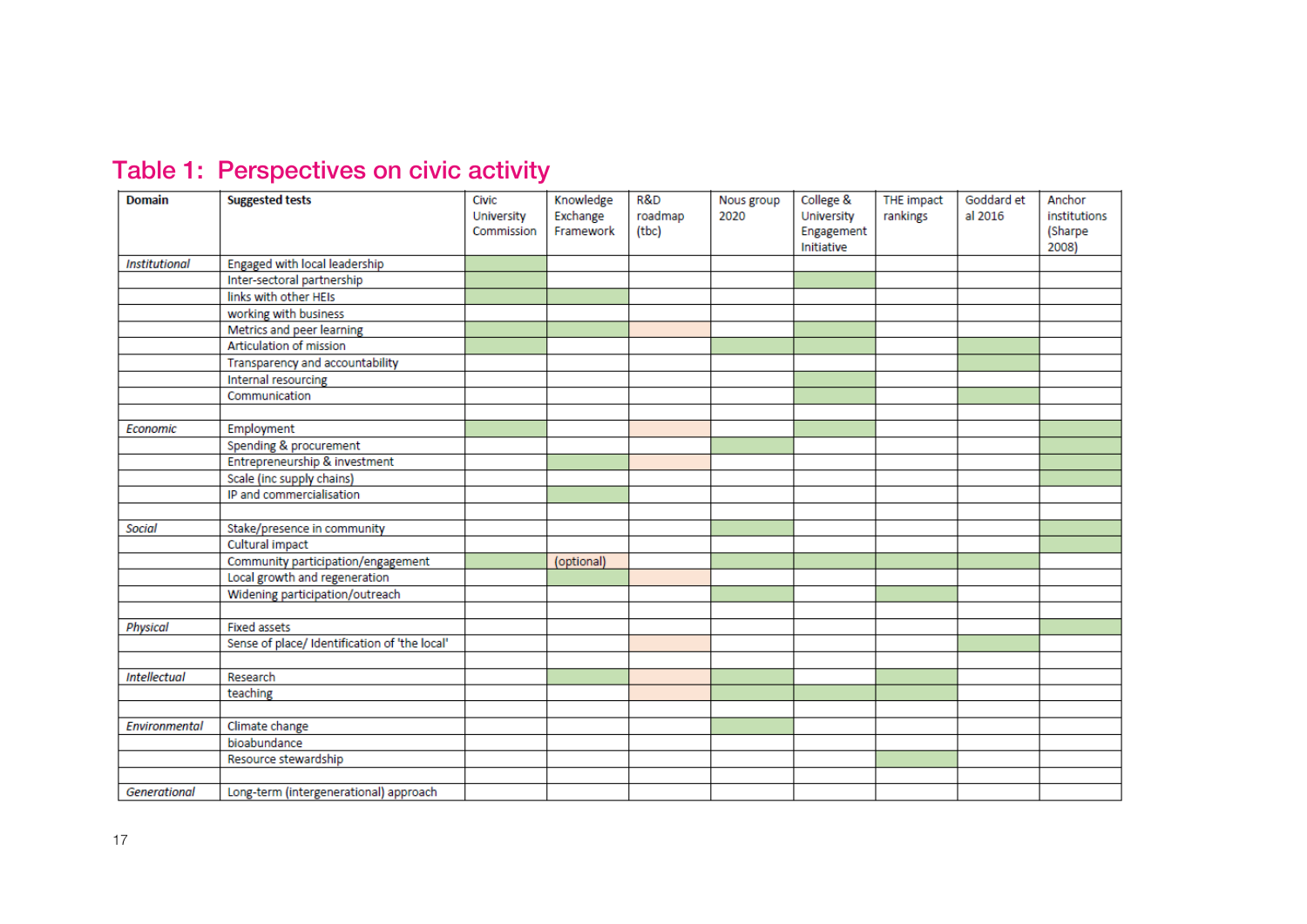## Table 1: Perspectives on civic activity

| Domain | Suggested tests | Civic University Commission | Knowledge Exchange Framework | R&D roadmap (tbc) | Nous group 2020 | College & University Engagement Initiative | THE impact rankings | Goddard et al 2016 | Anchor institutions (Sharpe 2008) |
|---|---|---|---|---|---|---|---|---|---|
| *Institutional* | Engaged with local leadership | ● | | | | | | | |
| | Inter-sectoral partnership | ● | | | | ● | | | |
| | links with other HEIs | ● | ● | | | | | | |
| | working with business | | | | | | | | |
| | Metrics and peer learning | ● | ● | ○ | | ● | | | |
| | Articulation of mission | ● | | | ● | ● | | ● | |
| | Transparency and accountability | | | | | | | ● | |
| | Internal resourcing | | | | | ● | | | |
| | Communication | | | | | ● | | ● | |
| | | | | | | | | | |
| *Economic* | Employment | ● | | ○ | | ● | | | ● |
| | Spending & procurement | | | | ● | | | | ● |
| | Entrepreneurship & investment | | ● | ○ | | | | | ● |
| | Scale (inc supply chains) | | | | | | | | ● |
| | IP and commercialisation | | ● | | | | | | |
| | | | | | | | | | |
| *Social* | Stake/presence in community | | | | ● | | | | ● |
| | Cultural impact | | | | | | | | ● |
| | Community participation/engagement | ● | (optional) | | ● | ● | ● | ● | |
| | Local growth and regeneration | | ● | ○ | | | | | |
| | Widening participation/outreach | | | | ● | | ● | | |
| | | | | | | | | | |
| *Physical* | Fixed assets | | | | | | | | ● |
| | Sense of place/ Identification of 'the local' | | | ○ | | | | ● | |
| | | | | | | | | | |
| *Intellectual* | Research | | ● | ○ | ● | | ● | | |
| | teaching | | | ○ | ● | ● | ● | | |
| | | | | | | | | | |
| *Environmental* | Climate change | | | | ● | | | | |
| | bioabundance | | | | | | | | |
| | Resource stewardship | | | | | | ● | | |
| | | | | | | | | | |
| *Generational* | Long-term (intergenerational) approach | | | | | | | | |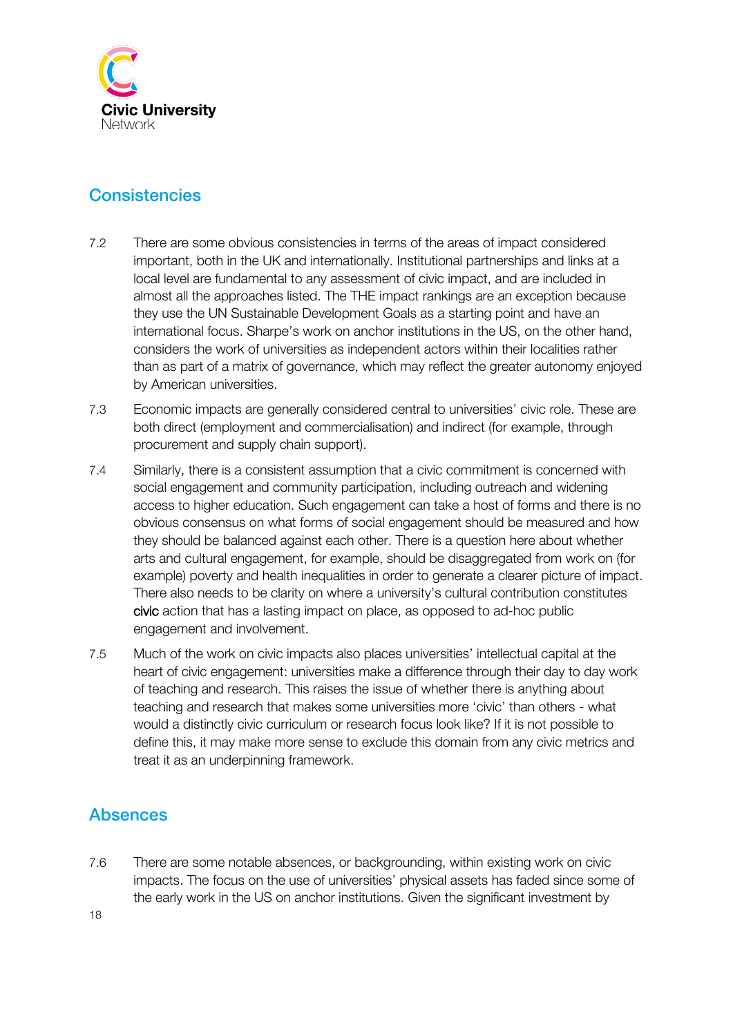## Consistencies

7.2 There are some obvious consistencies in terms of the areas of impact considered important, both in the UK and internationally. Institutional partnerships and links at a local level are fundamental to any assessment of civic impact, and are included in almost all the approaches listed. The THE impact rankings are an exception because they use the UN Sustainable Development Goals as a starting point and have an international focus. Sharpe's work on anchor institutions in the US, on the other hand, considers the work of universities as independent actors within their localities rather than as part of a matrix of governance, which may reflect the greater autonomy enjoyed by American universities.

7.3 Economic impacts are generally considered central to universities' civic role. These are both direct (employment and commercialisation) and indirect (for example, through procurement and supply chain support).

7.4 Similarly, there is a consistent assumption that a civic commitment is concerned with social engagement and community participation, including outreach and widening access to higher education. Such engagement can take a host of forms and there is no obvious consensus on what forms of social engagement should be measured and how they should be balanced against each other. There is a question here about whether arts and cultural engagement, for example, should be disaggregated from work on (for example) poverty and health inequalities in order to generate a clearer picture of impact. There also needs to be clarity on where a university's cultural contribution constitutes civic action that has a lasting impact on place, as opposed to ad-hoc public engagement and involvement.

7.5 Much of the work on civic impacts also places universities' intellectual capital at the heart of civic engagement: universities make a difference through their day to day work of teaching and research. This raises the issue of whether there is anything about teaching and research that makes some universities more 'civic' than others - what would a distinctly civic curriculum or research focus look like? If it is not possible to define this, it may make more sense to exclude this domain from any civic metrics and treat it as an underpinning framework.

## Absences

7.6 There are some notable absences, or backgrounding, within existing work on civic impacts. The focus on the use of universities' physical assets has faded since some of the early work in the US on anchor institutions. Given the significant investment by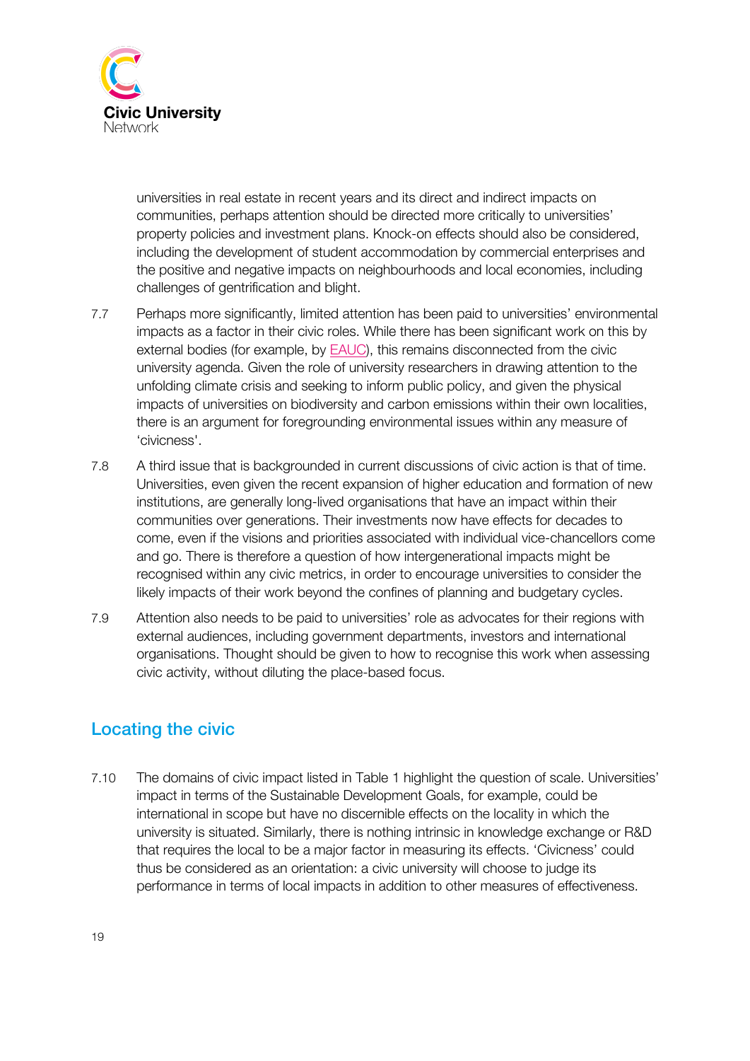universities in real estate in recent years and its direct and indirect impacts on communities, perhaps attention should be directed more critically to universities' property policies and investment plans. Knock-on effects should also be considered, including the development of student accommodation by commercial enterprises and the positive and negative impacts on neighbourhoods and local economies, including challenges of gentrification and blight.

7.7 Perhaps more significantly, limited attention has been paid to universities' environmental impacts as a factor in their civic roles. While there has been significant work on this by external bodies (for example, by EAUC), this remains disconnected from the civic university agenda. Given the role of university researchers in drawing attention to the unfolding climate crisis and seeking to inform public policy, and given the physical impacts of universities on biodiversity and carbon emissions within their own localities, there is an argument for foregrounding environmental issues within any measure of 'civicness'.

7.8 A third issue that is backgrounded in current discussions of civic action is that of time. Universities, even given the recent expansion of higher education and formation of new institutions, are generally long-lived organisations that have an impact within their communities over generations. Their investments now have effects for decades to come, even if the visions and priorities associated with individual vice-chancellors come and go. There is therefore a question of how intergenerational impacts might be recognised within any civic metrics, in order to encourage universities to consider the likely impacts of their work beyond the confines of planning and budgetary cycles.

7.9 Attention also needs to be paid to universities' role as advocates for their regions with external audiences, including government departments, investors and international organisations. Thought should be given to how to recognise this work when assessing civic activity, without diluting the place-based focus.

## Locating the civic

7.10 The domains of civic impact listed in Table 1 highlight the question of scale. Universities' impact in terms of the Sustainable Development Goals, for example, could be international in scope but have no discernible effects on the locality in which the university is situated. Similarly, there is nothing intrinsic in knowledge exchange or R&D that requires the local to be a major factor in measuring its effects. 'Civicness' could thus be considered as an orientation: a civic university will choose to judge its performance in terms of local impacts in addition to other measures of effectiveness.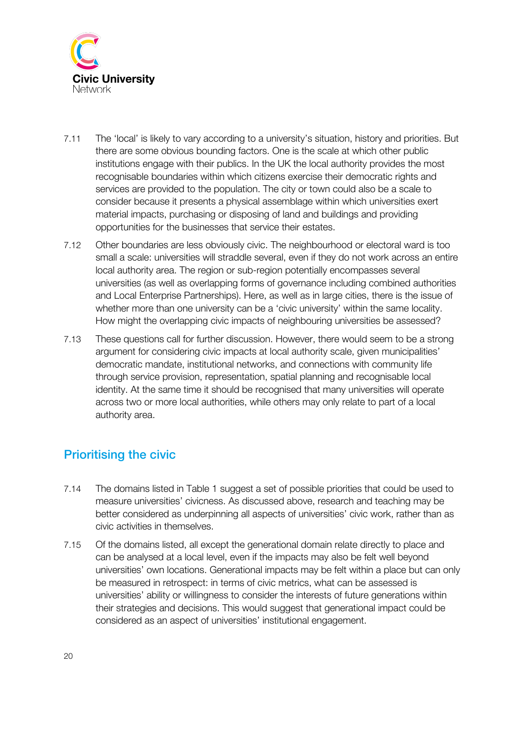7.11 The 'local' is likely to vary according to a university's situation, history and priorities. But there are some obvious bounding factors. One is the scale at which other public institutions engage with their publics. In the UK the local authority provides the most recognisable boundaries within which citizens exercise their democratic rights and services are provided to the population. The city or town could also be a scale to consider because it presents a physical assemblage within which universities exert material impacts, purchasing or disposing of land and buildings and providing opportunities for the businesses that service their estates.

7.12 Other boundaries are less obviously civic. The neighbourhood or electoral ward is too small a scale: universities will straddle several, even if they do not work across an entire local authority area. The region or sub-region potentially encompasses several universities (as well as overlapping forms of governance including combined authorities and Local Enterprise Partnerships). Here, as well as in large cities, there is the issue of whether more than one university can be a 'civic university' within the same locality. How might the overlapping civic impacts of neighbouring universities be assessed?

7.13 These questions call for further discussion. However, there would seem to be a strong argument for considering civic impacts at local authority scale, given municipalities' democratic mandate, institutional networks, and connections with community life through service provision, representation, spatial planning and recognisable local identity. At the same time it should be recognised that many universities will operate across two or more local authorities, while others may only relate to part of a local authority area.

## Prioritising the civic

7.14 The domains listed in Table 1 suggest a set of possible priorities that could be used to measure universities' civicness. As discussed above, research and teaching may be better considered as underpinning all aspects of universities' civic work, rather than as civic activities in themselves.

7.15 Of the domains listed, all except the generational domain relate directly to place and can be analysed at a local level, even if the impacts may also be felt well beyond universities' own locations. Generational impacts may be felt within a place but can only be measured in retrospect: in terms of civic metrics, what can be assessed is universities' ability or willingness to consider the interests of future generations within their strategies and decisions. This would suggest that generational impact could be considered as an aspect of universities' institutional engagement.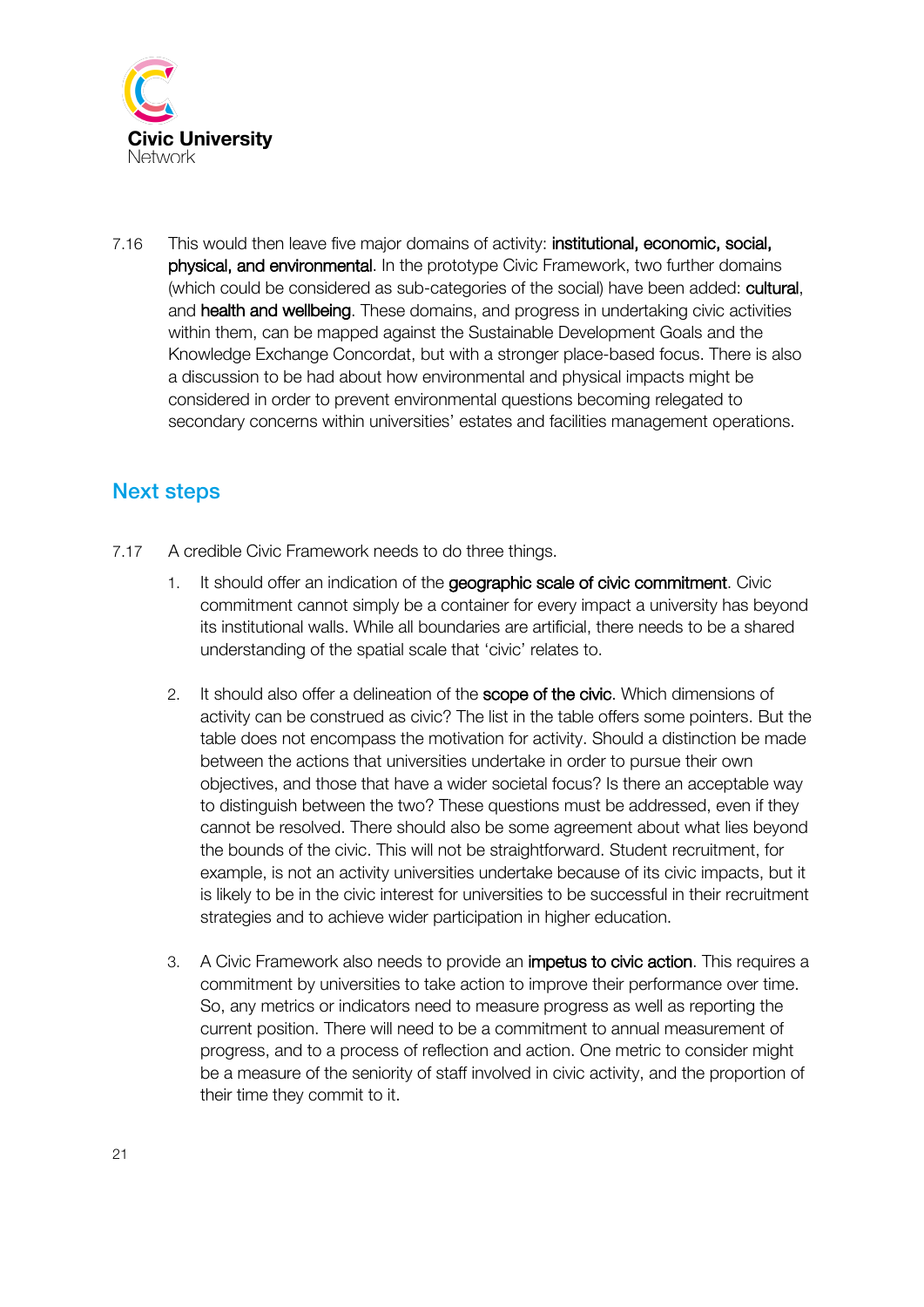7.16 This would then leave five major domains of activity: **institutional, economic, social, physical, and environmental**. In the prototype Civic Framework, two further domains (which could be considered as sub-categories of the social) have been added: **cultural**, and **health and wellbeing**. These domains, and progress in undertaking civic activities within them, can be mapped against the Sustainable Development Goals and the Knowledge Exchange Concordat, but with a stronger place-based focus. There is also a discussion to be had about how environmental and physical impacts might be considered in order to prevent environmental questions becoming relegated to secondary concerns within universities' estates and facilities management operations.

## Next steps

7.17 A credible Civic Framework needs to do three things.

1. It should offer an indication of the **geographic scale of civic commitment**. Civic commitment cannot simply be a container for every impact a university has beyond its institutional walls. While all boundaries are artificial, there needs to be a shared understanding of the spatial scale that 'civic' relates to.

2. It should also offer a delineation of the **scope of the civic**. Which dimensions of activity can be construed as civic? The list in the table offers some pointers. But the table does not encompass the motivation for activity. Should a distinction be made between the actions that universities undertake in order to pursue their own objectives, and those that have a wider societal focus? Is there an acceptable way to distinguish between the two? These questions must be addressed, even if they cannot be resolved. There should also be some agreement about what lies beyond the bounds of the civic. This will not be straightforward. Student recruitment, for example, is not an activity universities undertake because of its civic impacts, but it is likely to be in the civic interest for universities to be successful in their recruitment strategies and to achieve wider participation in higher education.

3. A Civic Framework also needs to provide an **impetus to civic action**. This requires a commitment by universities to take action to improve their performance over time. So, any metrics or indicators need to measure progress as well as reporting the current position. There will need to be a commitment to annual measurement of progress, and to a process of reflection and action. One metric to consider might be a measure of the seniority of staff involved in civic activity, and the proportion of their time they commit to it.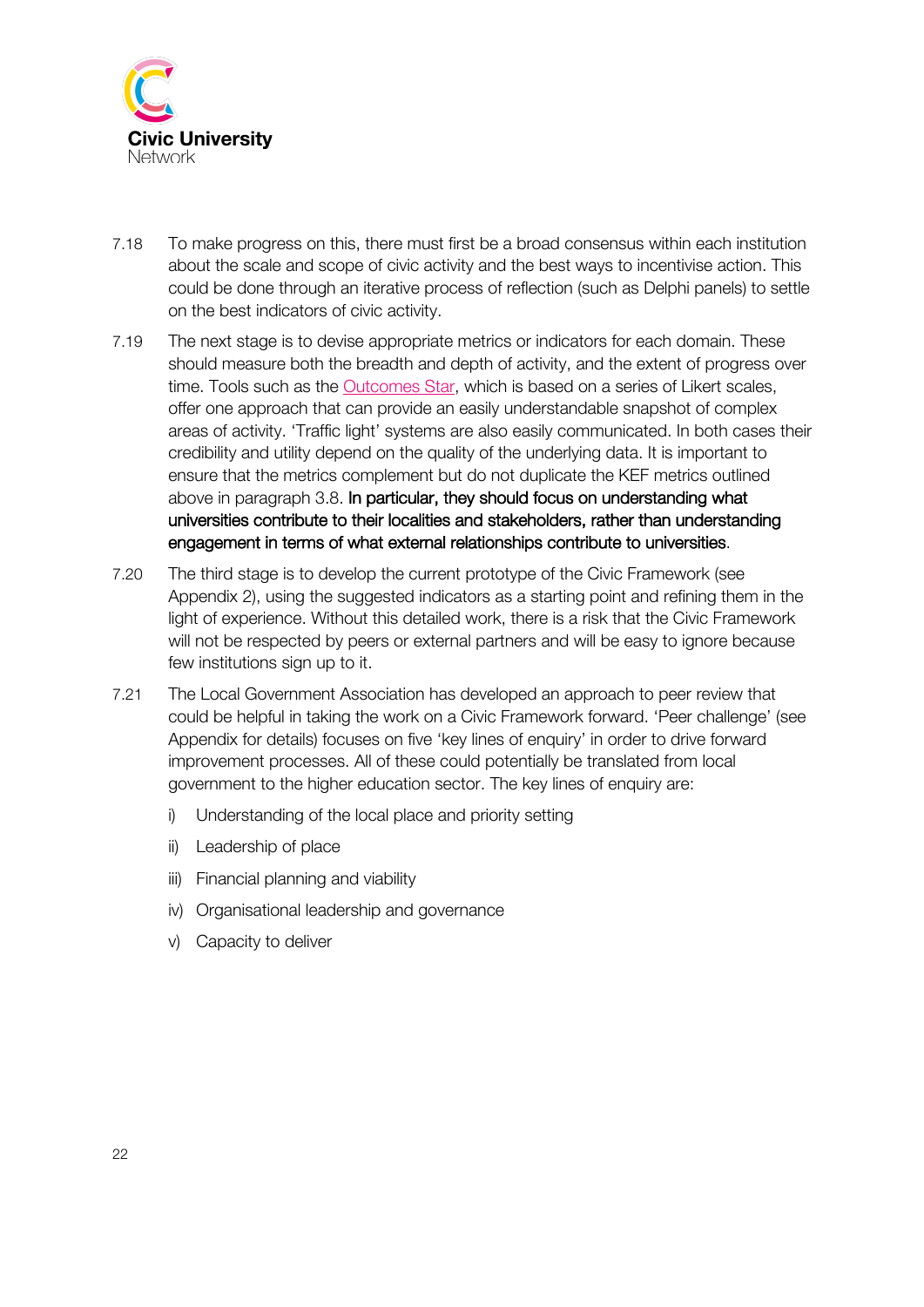7.18 To make progress on this, there must first be a broad consensus within each institution about the scale and scope of civic activity and the best ways to incentivise action. This could be done through an iterative process of reflection (such as Delphi panels) to settle on the best indicators of civic activity.

7.19 The next stage is to devise appropriate metrics or indicators for each domain. These should measure both the breadth and depth of activity, and the extent of progress over time. Tools such as the Outcomes Star, which is based on a series of Likert scales, offer one approach that can provide an easily understandable snapshot of complex areas of activity. 'Traffic light' systems are also easily communicated. In both cases their credibility and utility depend on the quality of the underlying data. It is important to ensure that the metrics complement but do not duplicate the KEF metrics outlined above in paragraph 3.8. **In particular, they should focus on understanding what universities contribute to their localities and stakeholders, rather than understanding engagement in terms of what external relationships contribute to universities**.

7.20 The third stage is to develop the current prototype of the Civic Framework (see Appendix 2), using the suggested indicators as a starting point and refining them in the light of experience. Without this detailed work, there is a risk that the Civic Framework will not be respected by peers or external partners and will be easy to ignore because few institutions sign up to it.

7.21 The Local Government Association has developed an approach to peer review that could be helpful in taking the work on a Civic Framework forward. 'Peer challenge' (see Appendix for details) focuses on five 'key lines of enquiry' in order to drive forward improvement processes. All of these could potentially be translated from local government to the higher education sector. The key lines of enquiry are:

i) Understanding of the local place and priority setting

ii) Leadership of place

iii) Financial planning and viability

iv) Organisational leadership and governance

v) Capacity to deliver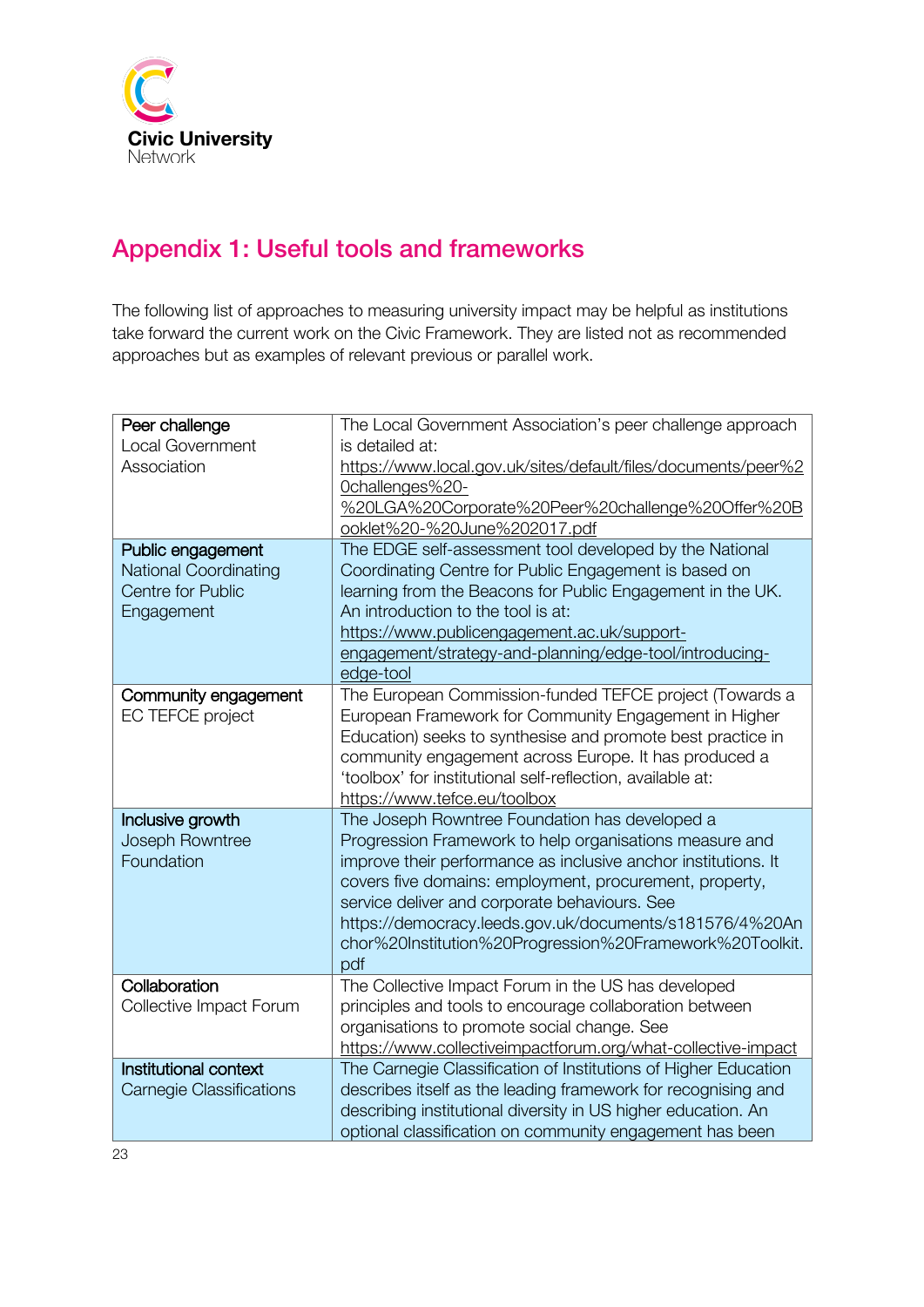# Appendix 1: Useful tools and frameworks

The following list of approaches to measuring university impact may be helpful as institutions take forward the current work on the Civic Framework. They are listed not as recommended approaches but as examples of relevant previous or parallel work.

| | |
|---|---|
| **Peer challenge** Local Government Association | The Local Government Association's peer challenge approach is detailed at: https://www.local.gov.uk/sites/default/files/documents/peer%20challenges%20-%20LGA%20Corporate%20Peer%20challenge%20Offer%20Booklet%20-%20June%202017.pdf |
| **Public engagement** National Coordinating Centre for Public Engagement | The EDGE self-assessment tool developed by the National Coordinating Centre for Public Engagement is based on learning from the Beacons for Public Engagement in the UK. An introduction to the tool is at: https://www.publicengagement.ac.uk/support-engagement/strategy-and-planning/edge-tool/introducing-edge-tool |
| **Community engagement** EC TEFCE project | The European Commission-funded TEFCE project (Towards a European Framework for Community Engagement in Higher Education) seeks to synthesise and promote best practice in community engagement across Europe. It has produced a 'toolbox' for institutional self-reflection, available at: https://www.tefce.eu/toolbox |
| **Inclusive growth** Joseph Rowntree Foundation | The Joseph Rowntree Foundation has developed a Progression Framework to help organisations measure and improve their performance as inclusive anchor institutions. It covers five domains: employment, procurement, property, service deliver and corporate behaviours. See https://democracy.leeds.gov.uk/documents/s181576/4%20Anchor%20Institution%20Progression%20Framework%20Toolkit.pdf |
| **Collaboration** Collective Impact Forum | The Collective Impact Forum in the US has developed principles and tools to encourage collaboration between organisations to promote social change. See https://www.collectiveimpactforum.org/what-collective-impact |
| **Institutional context** Carnegie Classifications | The Carnegie Classification of Institutions of Higher Education describes itself as the leading framework for recognising and describing institutional diversity in US higher education. An optional classification on community engagement has been |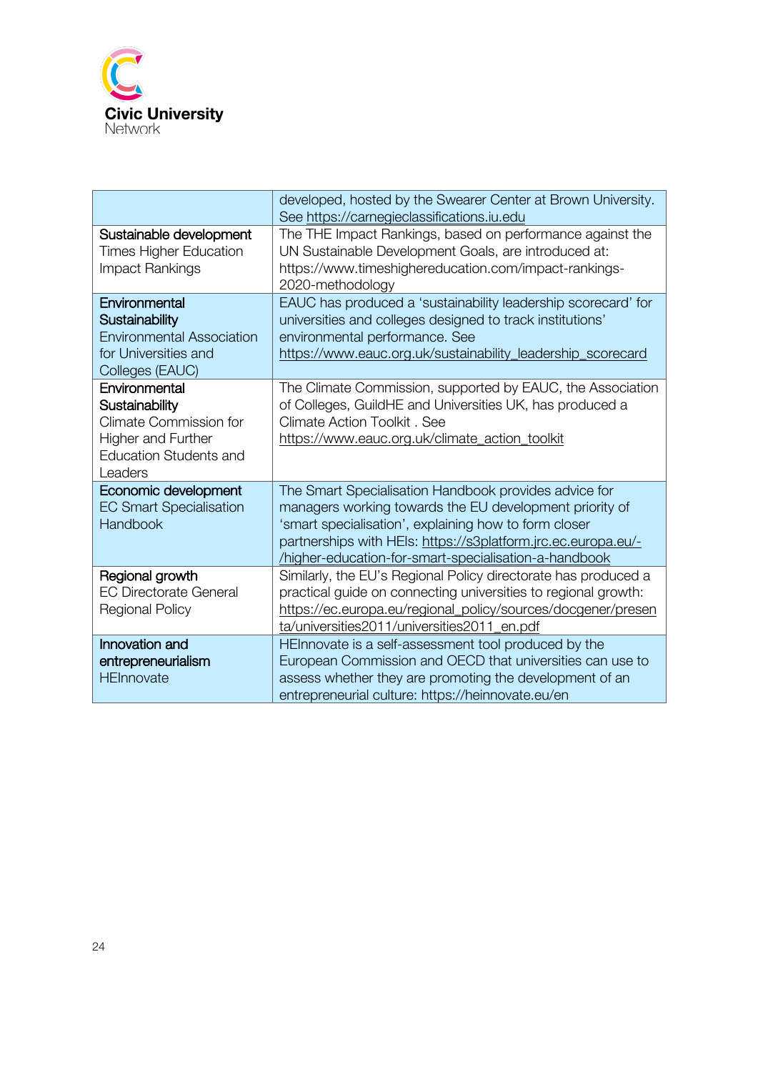| | |
|---|---|
| | developed, hosted by the Swearer Center at Brown University. See https://carnegieclassifications.iu.edu |
| **Sustainable development** Times Higher Education Impact Rankings | The THE Impact Rankings, based on performance against the UN Sustainable Development Goals, are introduced at: https://www.timeshighereducation.com/impact-rankings-2020-methodology |
| **Environmental Sustainability** Environmental Association for Universities and Colleges (EAUC) | EAUC has produced a 'sustainability leadership scorecard' for universities and colleges designed to track institutions' environmental performance. See https://www.eauc.org.uk/sustainability_leadership_scorecard |
| **Environmental Sustainability** Climate Commission for Higher and Further Education Students and Leaders | The Climate Commission, supported by EAUC, the Association of Colleges, GuildHE and Universities UK, has produced a Climate Action Toolkit . See https://www.eauc.org.uk/climate_action_toolkit |
| **Economic development** EC Smart Specialisation Handbook | The Smart Specialisation Handbook provides advice for managers working towards the EU development priority of 'smart specialisation', explaining how to form closer partnerships with HEIs: https://s3platform.jrc.ec.europa.eu/-/higher-education-for-smart-specialisation-a-handbook |
| **Regional growth** EC Directorate General Regional Policy | Similarly, the EU's Regional Policy directorate has produced a practical guide on connecting universities to regional growth: https://ec.europa.eu/regional_policy/sources/docgener/presenta/universities2011/universities2011_en.pdf |
| **Innovation and entrepreneurialism** HEInnovate | HEInnovate is a self-assessment tool produced by the European Commission and OECD that universities can use to assess whether they are promoting the development of an entrepreneurial culture: https://heinnovate.eu/en |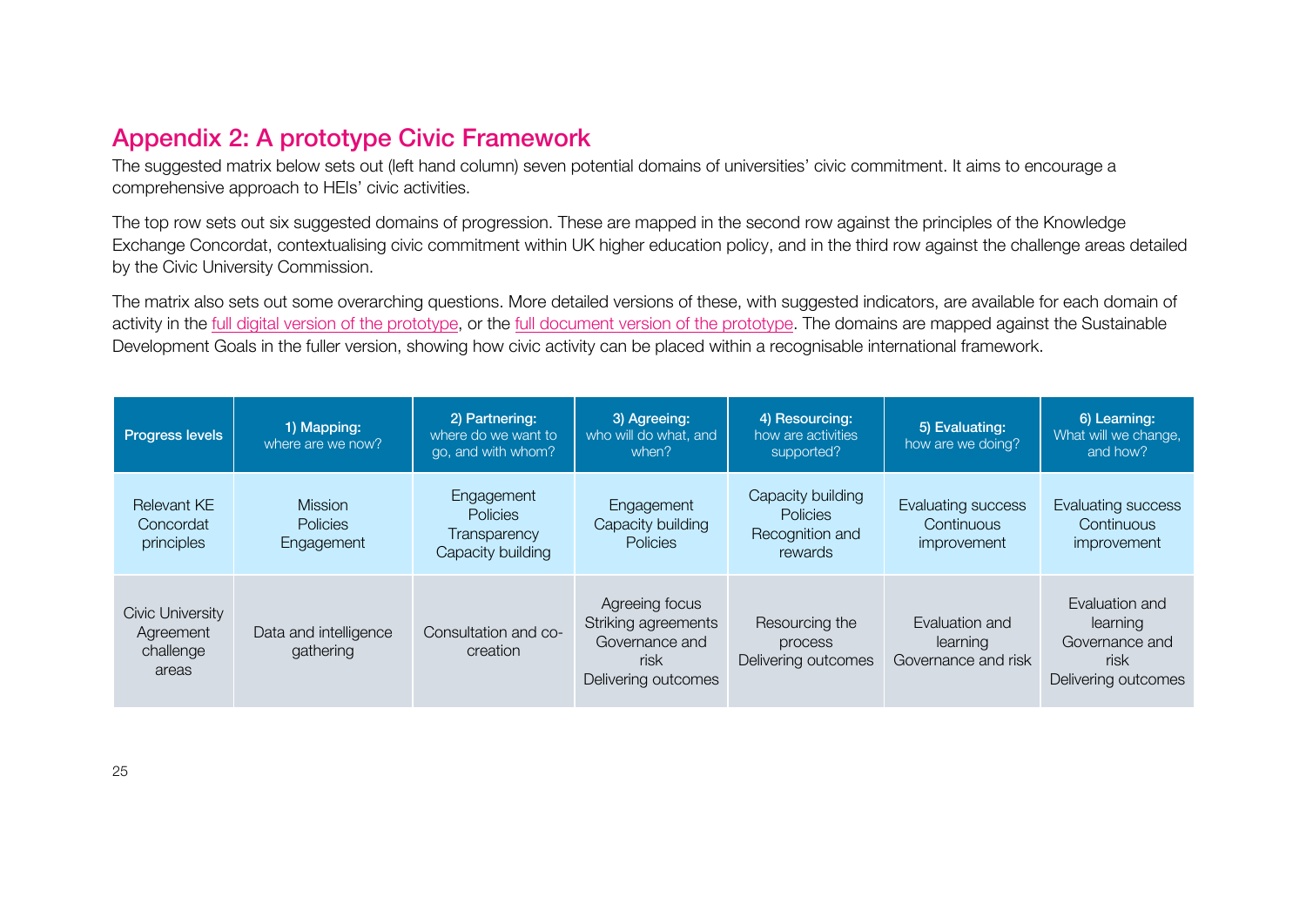## Appendix 2: A prototype Civic Framework

The suggested matrix below sets out (left hand column) seven potential domains of universities' civic commitment. It aims to encourage a comprehensive approach to HEIs' civic activities.

The top row sets out six suggested domains of progression. These are mapped in the second row against the principles of the Knowledge Exchange Concordat, contextualising civic commitment within UK higher education policy, and in the third row against the challenge areas detailed by the Civic University Commission.

The matrix also sets out some overarching questions. More detailed versions of these, with suggested indicators, are available for each domain of activity in the full digital version of the prototype, or the full document version of the prototype. The domains are mapped against the Sustainable Development Goals in the fuller version, showing how civic activity can be placed within a recognisable international framework.

| **Progress levels** | **1) Mapping:** where are we now? | **2) Partnering:** where do we want to go, and with whom? | **3) Agreeing:** who will do what, and when? | **4) Resourcing:** how are activities supported? | **5) Evaluating:** how are we doing? | **6) Learning:** What will we change, and how? |
|---|---|---|---|---|---|---|
| Relevant KE Concordat principles | Mission<br>Policies<br>Engagement | Engagement<br>Policies<br>Transparency<br>Capacity building | Engagement<br>Capacity building<br>Policies | Capacity building<br>Policies<br>Recognition and rewards | Evaluating success<br>Continuous improvement | Evaluating success<br>Continuous improvement |
| Civic University Agreement challenge areas | Data and intelligence gathering | Consultation and co-creation | Agreeing focus<br>Striking agreements<br>Governance and risk<br>Delivering outcomes | Resourcing the process<br>Delivering outcomes | Evaluation and learning<br>Governance and risk | Evaluation and learning<br>Governance and risk<br>Delivering outcomes |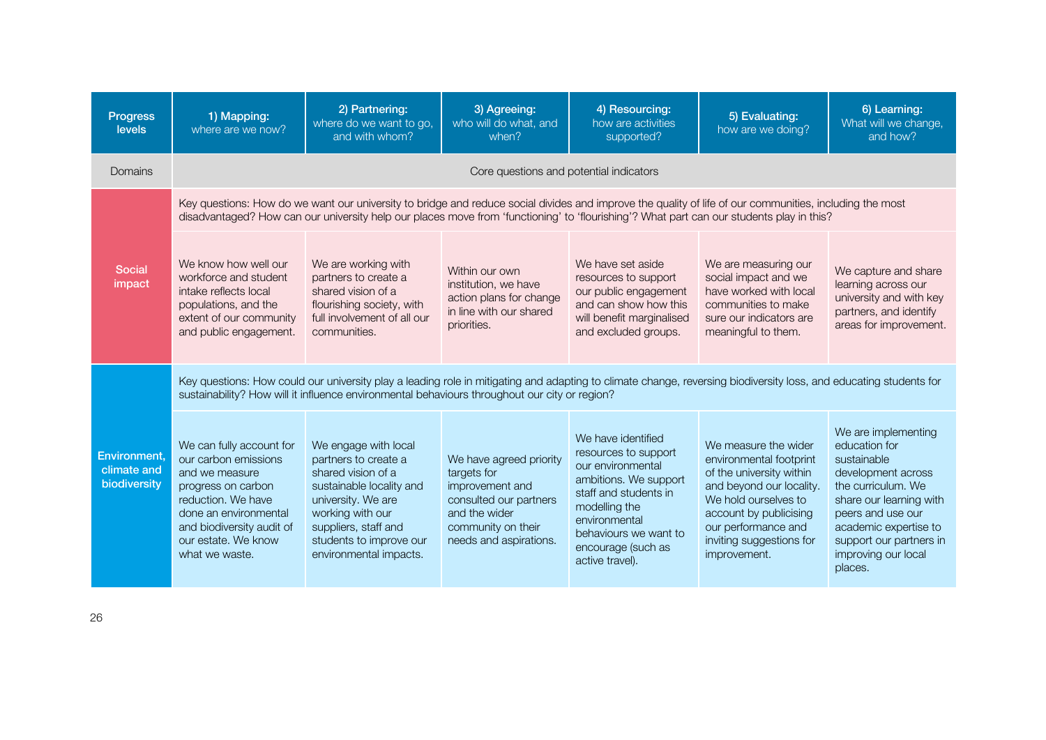| Progress levels | 1) Mapping: where are we now? | 2) Partnering: where do we want to go, and with whom? | 3) Agreeing: who will do what, and when? | 4) Resourcing: how are activities supported? | 5) Evaluating: how are we doing? | 6) Learning: What will we change, and how? |
|---|---|---|---|---|---|---|
| Domains | Core questions and potential indicators | | | | | |
| Social impact | Key questions: How do we want our university to bridge and reduce social divides and improve the quality of life of our communities, including the most disadvantaged? How can our university help our places move from 'functioning' to 'flourishing'? What part can our students play in this? | | | | | |
| | We know how well our workforce and student intake reflects local populations, and the extent of our community and public engagement. | We are working with partners to create a shared vision of a flourishing society, with full involvement of all our communities. | Within our own institution, we have action plans for change in line with our shared priorities. | We have set aside resources to support our public engagement and can show how this will benefit marginalised and excluded groups. | We are measuring our social impact and we have worked with local communities to make sure our indicators are meaningful to them. | We capture and share learning across our university and with key partners, and identify areas for improvement. |
| Environment, climate and biodiversity | Key questions: How could our university play a leading role in mitigating and adapting to climate change, reversing biodiversity loss, and educating students for sustainability? How will it influence environmental behaviours throughout our city or region? | | | | | |
| | We can fully account for our carbon emissions and we measure progress on carbon reduction. We have done an environmental and biodiversity audit of our estate. We know what we waste. | We engage with local partners to create a shared vision of a sustainable locality and university. We are working with our suppliers, staff and students to improve our environmental impacts. | We have agreed priority targets for improvement and consulted our partners and the wider community on their needs and aspirations. | We have identified resources to support our environmental ambitions. We support staff and students in modelling the environmental behaviours we want to encourage (such as active travel). | We measure the wider environmental footprint of the university within and beyond our locality. We hold ourselves to account by publicising our performance and inviting suggestions for improvement. | We are implementing education for sustainable development across the curriculum. We share our learning with peers and use our academic expertise to support our partners in improving our local places. |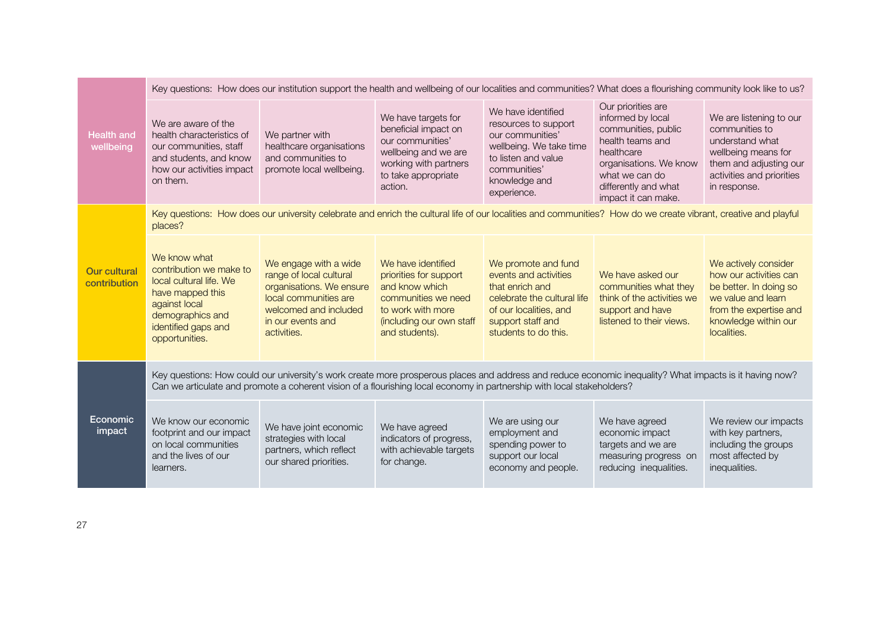| Theme | | | | | | |
|---|---|---|---|---|---|---|
| **Health and wellbeing** | Key questions: How does our institution support the health and wellbeing of our localities and communities? What does a flourishing community look like to us? | | | | | |
| | We are aware of the health characteristics of our communities, staff and students, and know how our activities impact on them. | We partner with healthcare organisations and communities to promote local wellbeing. | We have targets for beneficial impact on our communities' wellbeing and we are working with partners to take appropriate action. | We have identified resources to support our communities' wellbeing. We take time to listen and value communities' knowledge and experience. | Our priorities are informed by local communities, public health teams and healthcare organisations. We know what we can do differently and what impact it can make. | We are listening to our communities to understand what wellbeing means for them and adjusting our activities and priorities in response. |
| **Our cultural contribution** | Key questions: How does our university celebrate and enrich the cultural life of our localities and communities? How do we create vibrant, creative and playful places? | | | | | |
| | We know what contribution we make to local cultural life. We have mapped this against local demographics and identified gaps and opportunities. | We engage with a wide range of local cultural organisations. We ensure local communities are welcomed and included in our events and activities. | We have identified priorities for support and know which communities we need to work with more (including our own staff and students). | We promote and fund events and activities that enrich and celebrate the cultural life of our localities, and support staff and students to do this. | We have asked our communities what they think of the activities we support and have listened to their views. | We actively consider how our activities can be better. In doing so we value and learn from the expertise and knowledge within our localities. |
| **Economic impact** | Key questions: How could our university's work create more prosperous places and address and reduce economic inequality? What impacts is it having now? Can we articulate and promote a coherent vision of a flourishing local economy in partnership with local stakeholders? | | | | | |
| | We know our economic footprint and our impact on local communities and the lives of our learners. | We have joint economic strategies with local partners, which reflect our shared priorities. | We have agreed indicators of progress, with achievable targets for change. | We are using our employment and spending power to support our local economy and people. | We have agreed economic impact targets and we are measuring progress on reducing inequalities. | We review our impacts with key partners, including the groups most affected by inequalities. |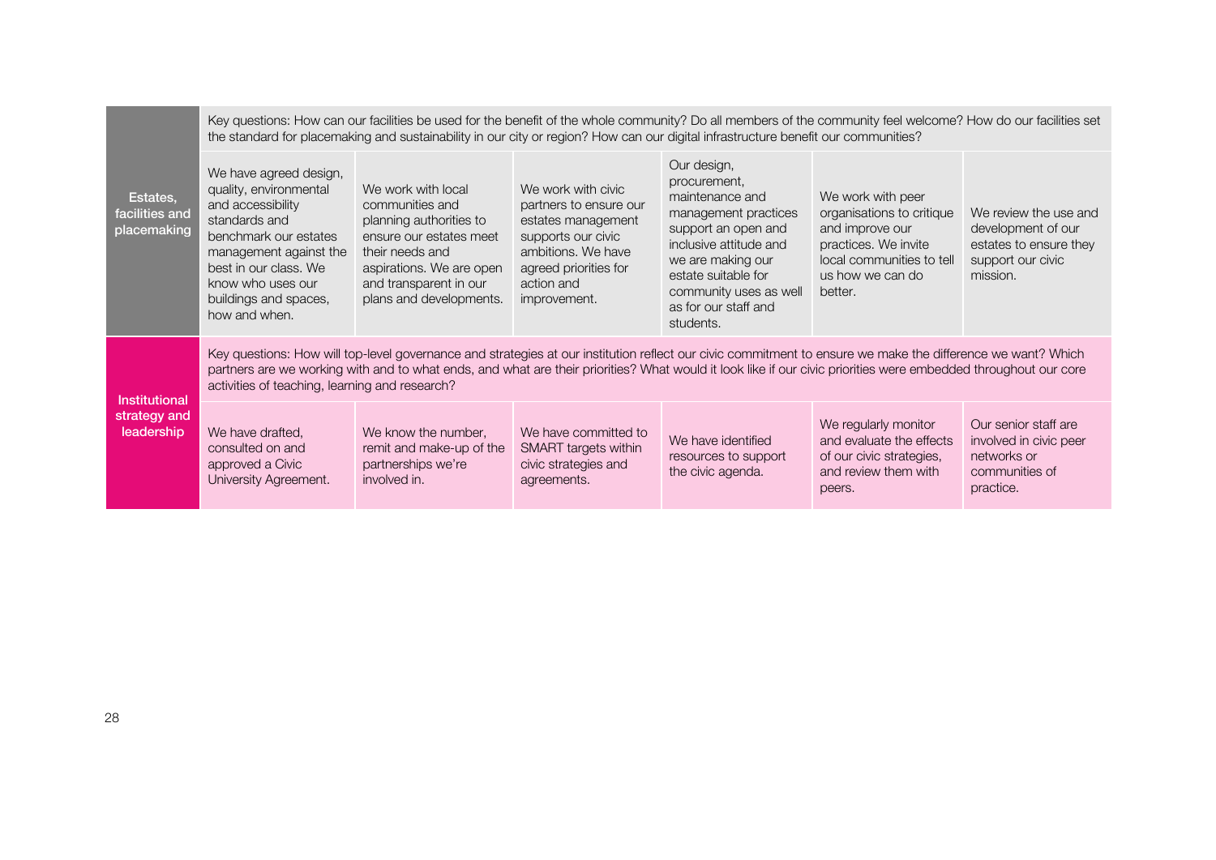| | | | | | | |
|---|---|---|---|---|---|---|
| **Estates, facilities and placemaking** | Key questions: How can our facilities be used for the benefit of the whole community? Do all members of the community feel welcome? How do our facilities set the standard for placemaking and sustainability in our city or region? How can our digital infrastructure benefit our communities? | | | | | |
| | We have agreed design, quality, environmental and accessibility standards and benchmark our estates management against the best in our class. We know who uses our buildings and spaces, how and when. | We work with local communities and planning authorities to ensure our estates meet their needs and aspirations. We are open and transparent in our plans and developments. | We work with civic partners to ensure our estates management supports our civic ambitions. We have agreed priorities for action and improvement. | Our design, procurement, maintenance and management practices support an open and inclusive attitude and we are making our estate suitable for community uses as well as for our staff and students. | We work with peer organisations to critique and improve our practices. We invite local communities to tell us how we can do better. | We review the use and development of our estates to ensure they support our civic mission. |
| **Institutional strategy and leadership** | Key questions: How will top-level governance and strategies at our institution reflect our civic commitment to ensure we make the difference we want? Which partners are we working with and to what ends, and what are their priorities? What would it look like if our civic priorities were embedded throughout our core activities of teaching, learning and research? | | | | | |
| | We have drafted, consulted on and approved a Civic University Agreement. | We know the number, remit and make-up of the partnerships we're involved in. | We have committed to SMART targets within civic strategies and agreements. | We have identified resources to support the civic agenda. | We regularly monitor and evaluate the effects of our civic strategies, and review them with peers. | Our senior staff are involved in civic peer networks or communities of practice. |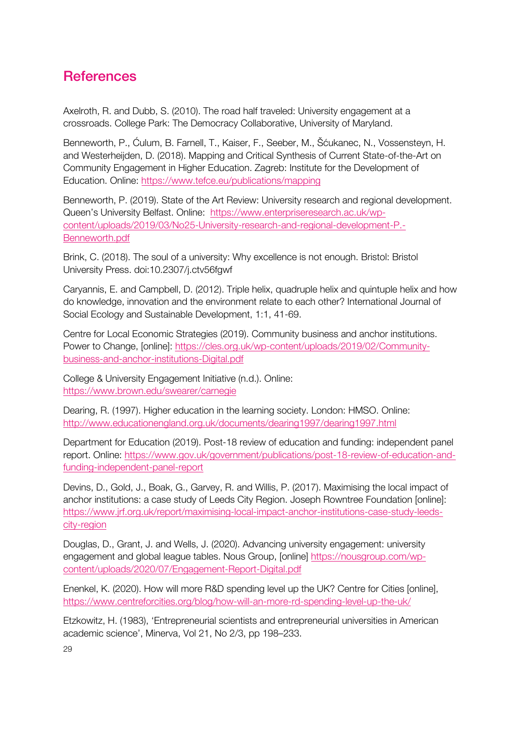# References

Axelroth, R. and Dubb, S. (2010). The road half traveled: University engagement at a crossroads. College Park: The Democracy Collaborative, University of Maryland.

Benneworth, P., Ćulum, B. Farnell, T., Kaiser, F., Seeber, M., Šćukanec, N., Vossensteyn, H. and Westerheijden, D. (2018). Mapping and Critical Synthesis of Current State-of-the-Art on Community Engagement in Higher Education. Zagreb: Institute for the Development of Education. Online: https://www.tefce.eu/publications/mapping

Benneworth, P. (2019). State of the Art Review: University research and regional development. Queen's University Belfast. Online: https://www.enterpriseresearch.ac.uk/wp-content/uploads/2019/03/No25-University-research-and-regional-development-P.-Benneworth.pdf

Brink, C. (2018). The soul of a university: Why excellence is not enough. Bristol: Bristol University Press. doi:10.2307/j.ctv56fgwf

Caryannis, E. and Campbell, D. (2012). Triple helix, quadruple helix and quintuple helix and how do knowledge, innovation and the environment relate to each other? International Journal of Social Ecology and Sustainable Development, 1:1, 41-69.

Centre for Local Economic Strategies (2019). Community business and anchor institutions. Power to Change, [online]: https://cles.org.uk/wp-content/uploads/2019/02/Community-business-and-anchor-institutions-Digital.pdf

College & University Engagement Initiative (n.d.). Online: https://www.brown.edu/swearer/carnegie

Dearing, R. (1997). Higher education in the learning society. London: HMSO. Online: http://www.educationengland.org.uk/documents/dearing1997/dearing1997.html

Department for Education (2019). Post-18 review of education and funding: independent panel report. Online: https://www.gov.uk/government/publications/post-18-review-of-education-and-funding-independent-panel-report

Devins, D., Gold, J., Boak, G., Garvey, R. and Willis, P. (2017). Maximising the local impact of anchor institutions: a case study of Leeds City Region. Joseph Rowntree Foundation [online]: https://www.jrf.org.uk/report/maximising-local-impact-anchor-institutions-case-study-leeds-city-region

Douglas, D., Grant, J. and Wells, J. (2020). Advancing university engagement: university engagement and global league tables. Nous Group, [online] https://nousgroup.com/wp-content/uploads/2020/07/Engagement-Report-Digital.pdf

Enenkel, K. (2020). How will more R&D spending level up the UK? Centre for Cities [online], https://www.centreforcities.org/blog/how-will-an-more-rd-spending-level-up-the-uk/

Etzkowitz, H. (1983), 'Entrepreneurial scientists and entrepreneurial universities in American academic science', Minerva, Vol 21, No 2/3, pp 198–233.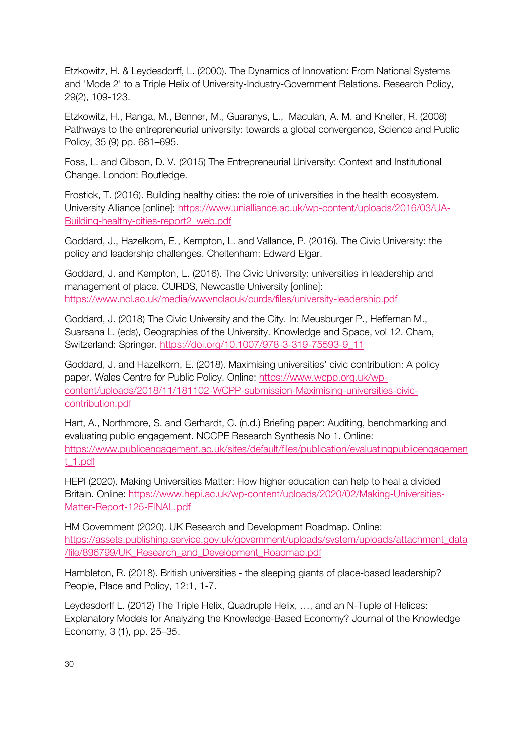Etzkowitz, H. & Leydesdorff, L. (2000). The Dynamics of Innovation: From National Systems and 'Mode 2' to a Triple Helix of University-Industry-Government Relations. Research Policy, 29(2), 109-123.

Etzkowitz, H., Ranga, M., Benner, M., Guaranys, L., Maculan, A. M. and Kneller, R. (2008) Pathways to the entrepreneurial university: towards a global convergence, Science and Public Policy, 35 (9) pp. 681–695.

Foss, L. and Gibson, D. V. (2015) The Entrepreneurial University: Context and Institutional Change. London: Routledge.

Frostick, T. (2016). Building healthy cities: the role of universities in the health ecosystem. University Alliance [online]: https://www.unialliance.ac.uk/wp-content/uploads/2016/03/UA-Building-healthy-cities-report2_web.pdf

Goddard, J., Hazelkorn, E., Kempton, L. and Vallance, P. (2016). The Civic University: the policy and leadership challenges. Cheltenham: Edward Elgar.

Goddard, J. and Kempton, L. (2016). The Civic University: universities in leadership and management of place. CURDS, Newcastle University [online]: https://www.ncl.ac.uk/media/wwwnclacuk/curds/files/university-leadership.pdf

Goddard, J. (2018) The Civic University and the City. In: Meusburger P., Heffernan M., Suarsana L. (eds), Geographies of the University. Knowledge and Space, vol 12. Cham, Switzerland: Springer. https://doi.org/10.1007/978-3-319-75593-9_11

Goddard, J. and Hazelkorn, E. (2018). Maximising universities' civic contribution: A policy paper. Wales Centre for Public Policy. Online: https://www.wcpp.org.uk/wp-content/uploads/2018/11/181102-WCPP-submission-Maximising-universities-civic-contribution.pdf

Hart, A., Northmore, S. and Gerhardt, C. (n.d.) Briefing paper: Auditing, benchmarking and evaluating public engagement. NCCPE Research Synthesis No 1. Online: https://www.publicengagement.ac.uk/sites/default/files/publication/evaluatingpublicengagement_1.pdf

HEPI (2020). Making Universities Matter: How higher education can help to heal a divided Britain. Online: https://www.hepi.ac.uk/wp-content/uploads/2020/02/Making-Universities-Matter-Report-125-FINAL.pdf

HM Government (2020). UK Research and Development Roadmap. Online: https://assets.publishing.service.gov.uk/government/uploads/system/uploads/attachment_data/file/896799/UK_Research_and_Development_Roadmap.pdf

Hambleton, R. (2018). British universities - the sleeping giants of place-based leadership? People, Place and Policy, 12:1, 1-7.

Leydesdorff L. (2012) The Triple Helix, Quadruple Helix, …, and an N-Tuple of Helices: Explanatory Models for Analyzing the Knowledge-Based Economy? Journal of the Knowledge Economy, 3 (1), pp. 25–35.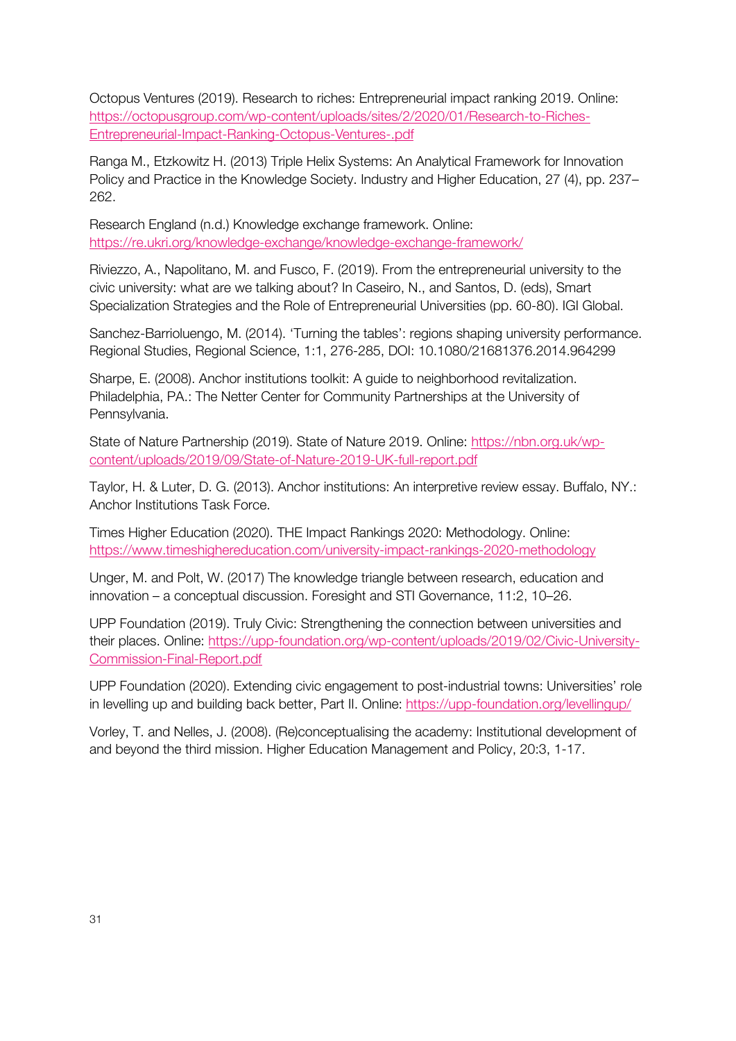Octopus Ventures (2019). Research to riches: Entrepreneurial impact ranking 2019. Online: https://octopusgroup.com/wp-content/uploads/sites/2/2020/01/Research-to-Riches-Entrepreneurial-Impact-Ranking-Octopus-Ventures-.pdf

Ranga M., Etzkowitz H. (2013) Triple Helix Systems: An Analytical Framework for Innovation Policy and Practice in the Knowledge Society. Industry and Higher Education, 27 (4), pp. 237–262.

Research England (n.d.) Knowledge exchange framework. Online: https://re.ukri.org/knowledge-exchange/knowledge-exchange-framework/

Riviezzo, A., Napolitano, M. and Fusco, F. (2019). From the entrepreneurial university to the civic university: what are we talking about? In Caseiro, N., and Santos, D. (eds), Smart Specialization Strategies and the Role of Entrepreneurial Universities (pp. 60-80). IGI Global.

Sanchez-Barrioluengo, M. (2014). 'Turning the tables': regions shaping university performance. Regional Studies, Regional Science, 1:1, 276-285, DOI: 10.1080/21681376.2014.964299

Sharpe, E. (2008). Anchor institutions toolkit: A guide to neighborhood revitalization. Philadelphia, PA.: The Netter Center for Community Partnerships at the University of Pennsylvania.

State of Nature Partnership (2019). State of Nature 2019. Online: https://nbn.org.uk/wp-content/uploads/2019/09/State-of-Nature-2019-UK-full-report.pdf

Taylor, H. & Luter, D. G. (2013). Anchor institutions: An interpretive review essay. Buffalo, NY.: Anchor Institutions Task Force.

Times Higher Education (2020). THE Impact Rankings 2020: Methodology. Online: https://www.timeshighereducation.com/university-impact-rankings-2020-methodology

Unger, M. and Polt, W. (2017) The knowledge triangle between research, education and innovation – a conceptual discussion. Foresight and STI Governance, 11:2, 10–26.

UPP Foundation (2019). Truly Civic: Strengthening the connection between universities and their places. Online: https://upp-foundation.org/wp-content/uploads/2019/02/Civic-University-Commission-Final-Report.pdf

UPP Foundation (2020). Extending civic engagement to post-industrial towns: Universities' role in levelling up and building back better, Part II. Online: https://upp-foundation.org/levellingup/

Vorley, T. and Nelles, J. (2008). (Re)conceptualising the academy: Institutional development of and beyond the third mission. Higher Education Management and Policy, 20:3, 1-17.